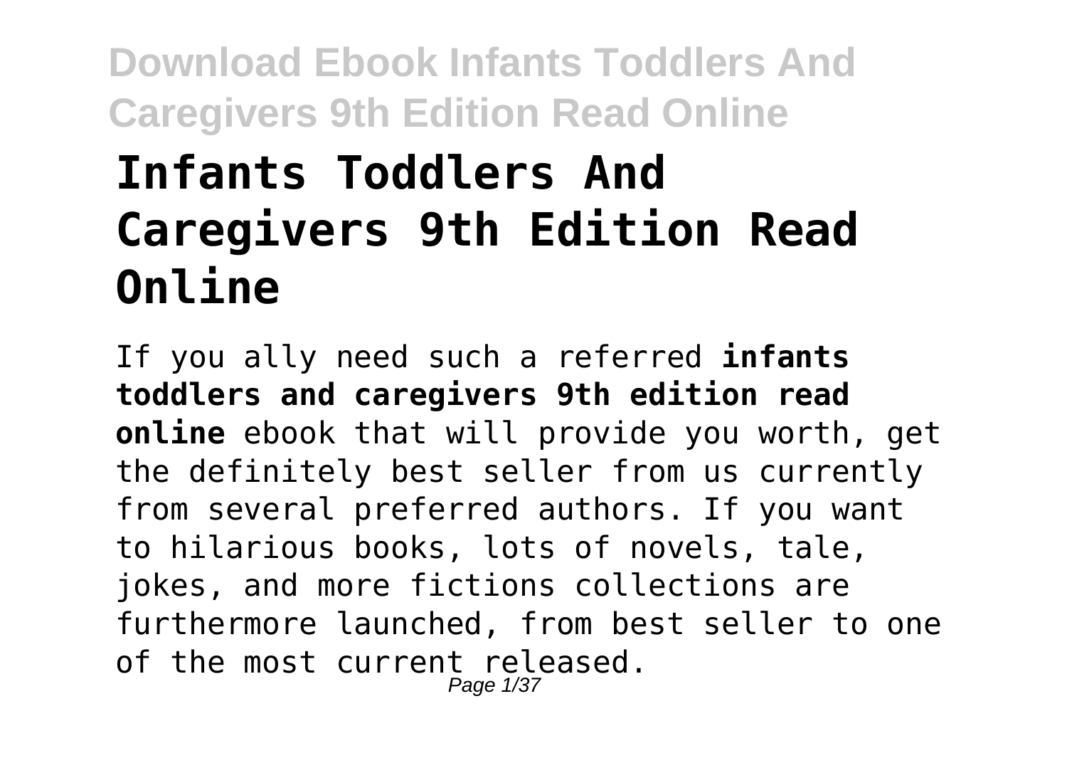# Infants Toddlers And Caregivers 9th Edition Read Online

If you ally need such a referred **infants toddlers and caregivers 9th edition read online** ebook that will provide you worth, get the definitely best seller from us currently from several preferred authors. If you want to hilarious books, lots of novels, tale, jokes, and more fictions collections are furthermore launched, from best seller to one of the most current released.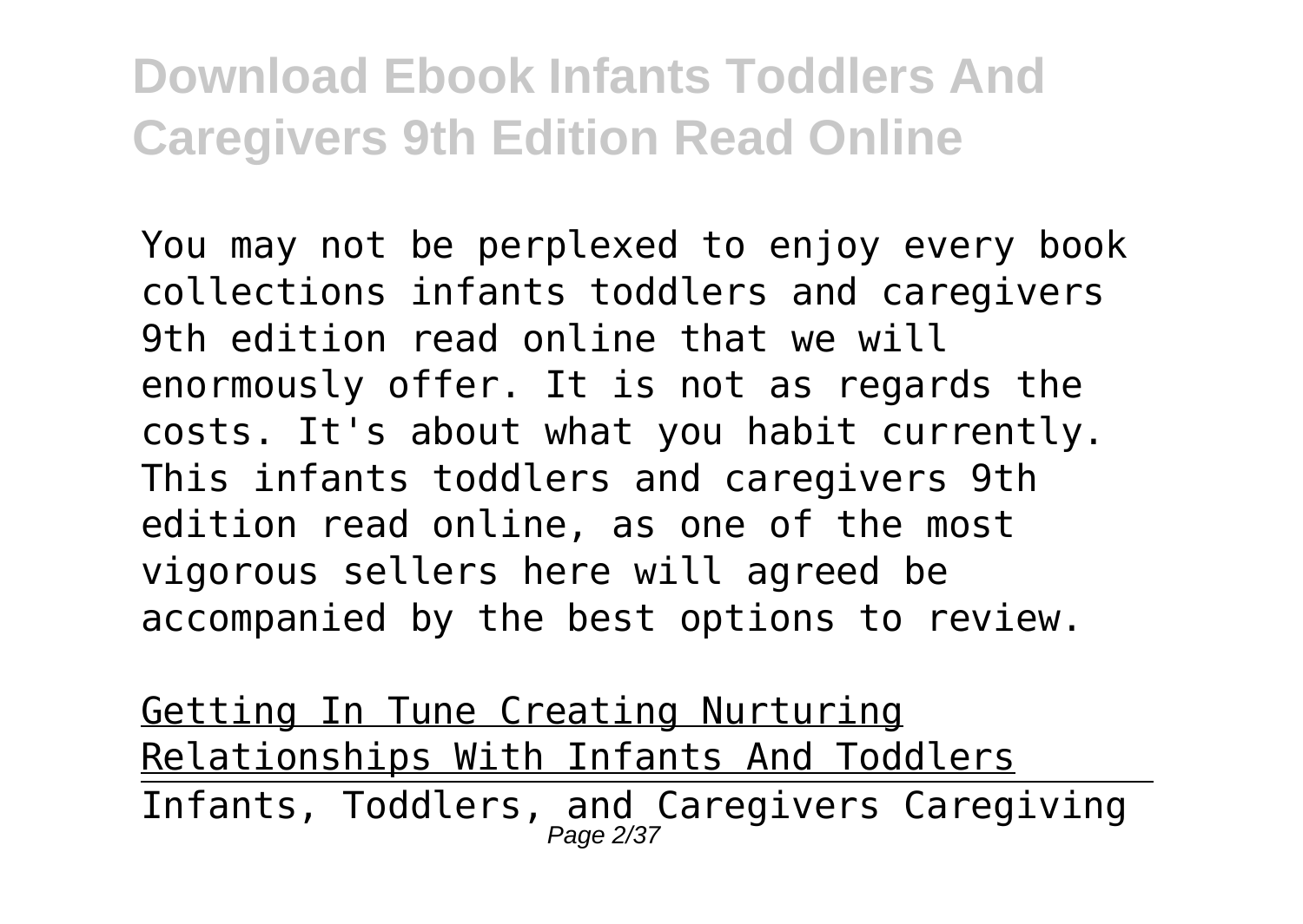You may not be perplexed to enjoy every book collections infants toddlers and caregivers 9th edition read online that we will enormously offer. It is not as regards the costs. It's about what you habit currently. This infants toddlers and caregivers 9th edition read online, as one of the most vigorous sellers here will agreed be accompanied by the best options to review.

Getting In Tune Creating Nurturing Relationships With Infants And Toddlers

Infants, Toddlers, and Caregivers Caregiving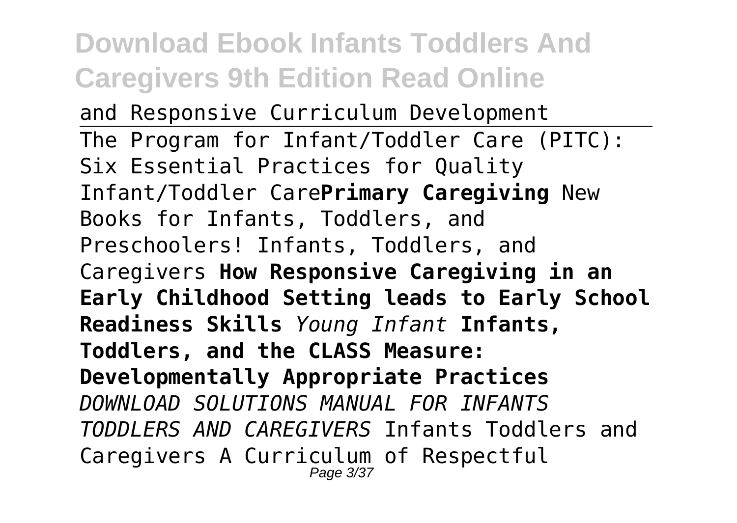and Responsive Curriculum Development

The Program for Infant/Toddler Care (PITC): Six Essential Practices for Quality Infant/Toddler Care**Primary Caregiving** New Books for Infants, Toddlers, and Preschoolers! Infants, Toddlers, and Caregivers **How Responsive Caregiving in an Early Childhood Setting leads to Early School Readiness Skills** *Young Infant* **Infants, Toddlers, and the CLASS Measure: Developmentally Appropriate Practices** *DOWNLOAD SOLUTIONS MANUAL FOR INFANTS TODDLERS AND CAREGIVERS* Infants Toddlers and Caregivers A Curriculum of Respectful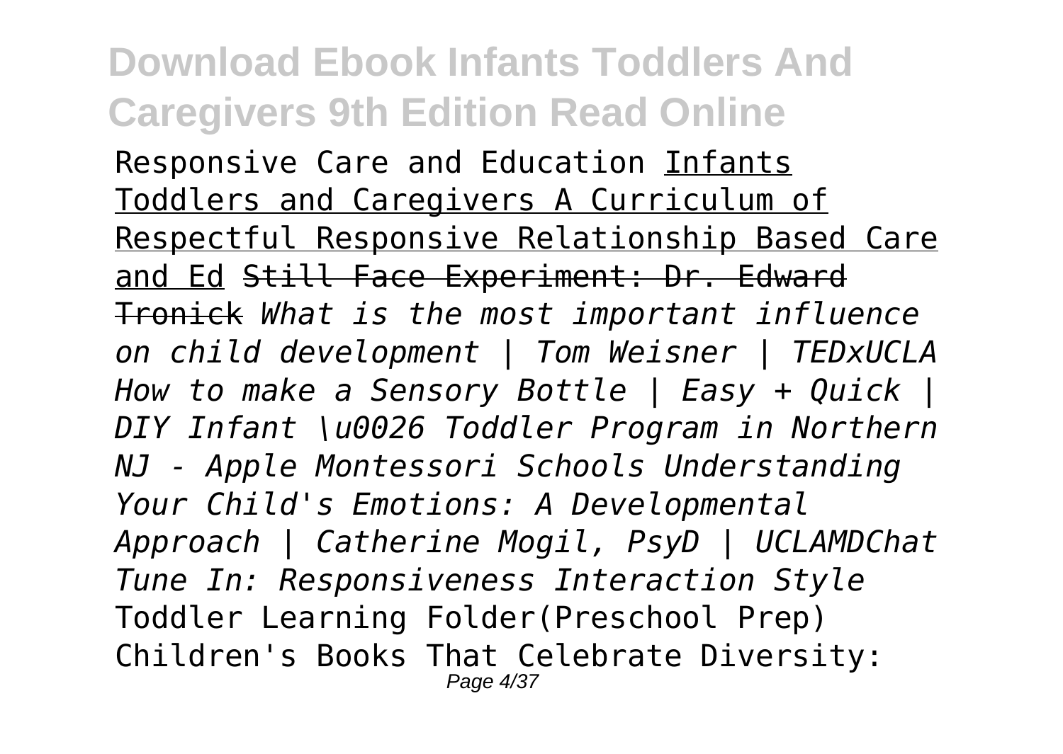Responsive Care and Education <u>Infants Toddlers and Caregivers A Curriculum of Respectful Responsive Relationship Based Care and Ed</u> ~~Still Face Experiment: Dr. Edward Tronick~~ *What is the most important influence on child development | Tom Weisner | TEDxUCLA How to make a Sensory Bottle | Easy + Quick | DIY Infant \u0026 Toddler Program in Northern NJ - Apple Montessori Schools Understanding Your Child's Emotions: A Developmental Approach | Catherine Mogil, PsyD | UCLAMDChat Tune In: Responsiveness Interaction Style* Toddler Learning Folder(Preschool Prep) Children's Books That Celebrate Diversity: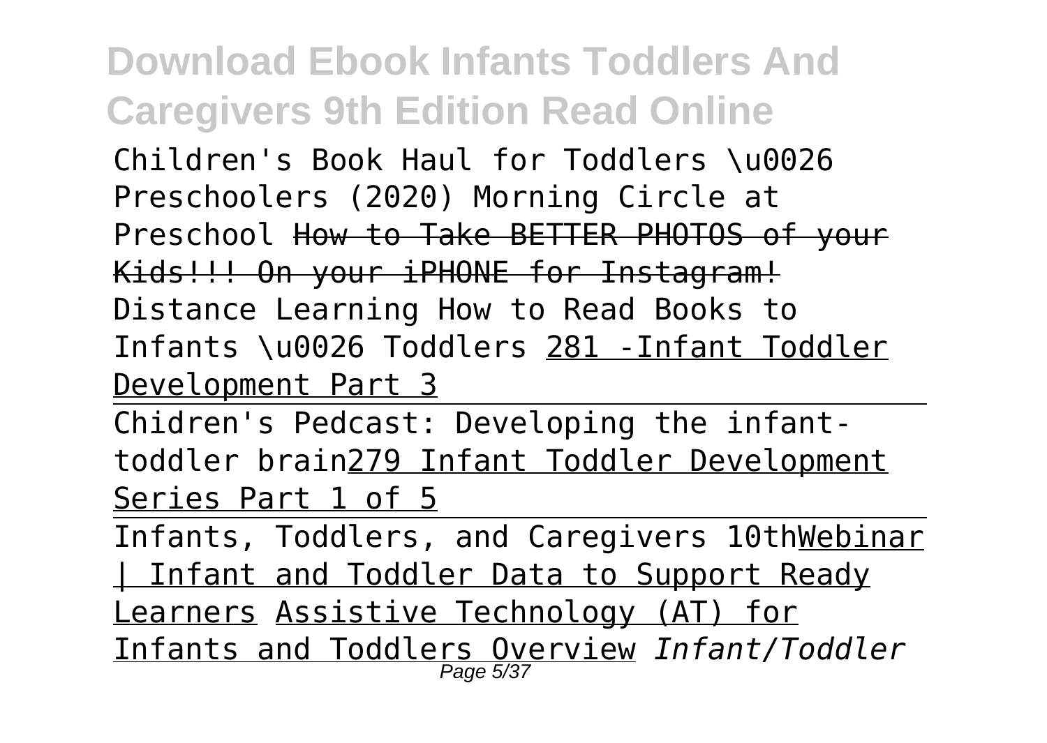Children's Book Haul for Toddlers \u0026 Preschoolers (2020) Morning Circle at Preschool ~~How to Take BETTER PHOTOS of your Kids!!! On your iPHONE for Instagram!~~ Distance Learning How to Read Books to Infants \u0026 Toddlers 281 -Infant Toddler Development Part 3

Chidren's Pedcast: Developing the infant-toddler brain279 Infant Toddler Development Series Part 1 of 5

Infants, Toddlers, and Caregivers 10thWebinar | Infant and Toddler Data to Support Ready Learners Assistive Technology (AT) for Infants and Toddlers Overview *Infant/Toddler*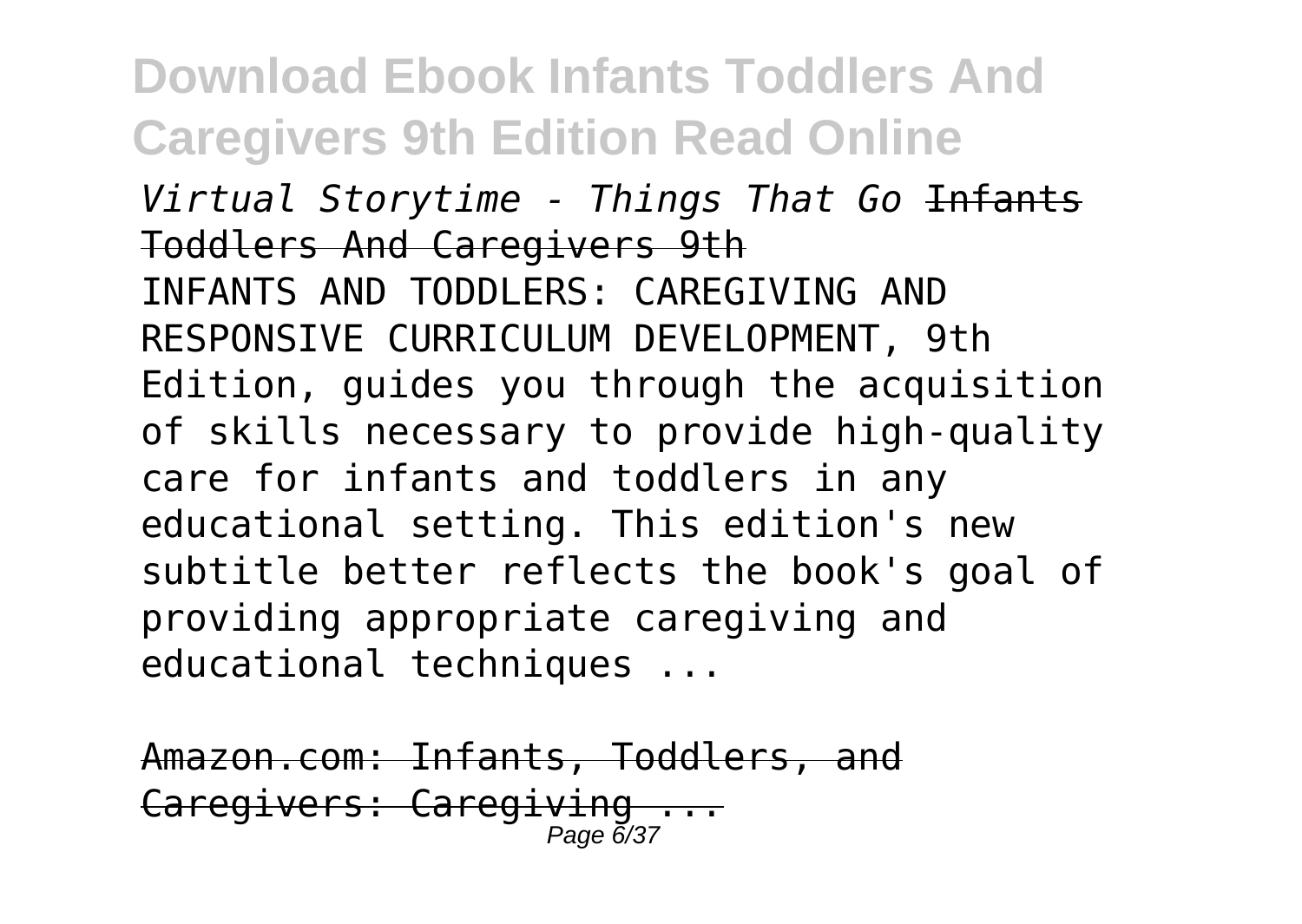*Virtual Storytime - Things That Go* ~~Infants Toddlers And Caregivers 9th~~

INFANTS AND TODDLERS: CAREGIVING AND RESPONSIVE CURRICULUM DEVELOPMENT, 9th Edition, guides you through the acquisition of skills necessary to provide high-quality care for infants and toddlers in any educational setting. This edition's new subtitle better reflects the book's goal of providing appropriate caregiving and educational techniques ...

~~Amazon.com: Infants, Toddlers, and Caregivers: Caregiving ...~~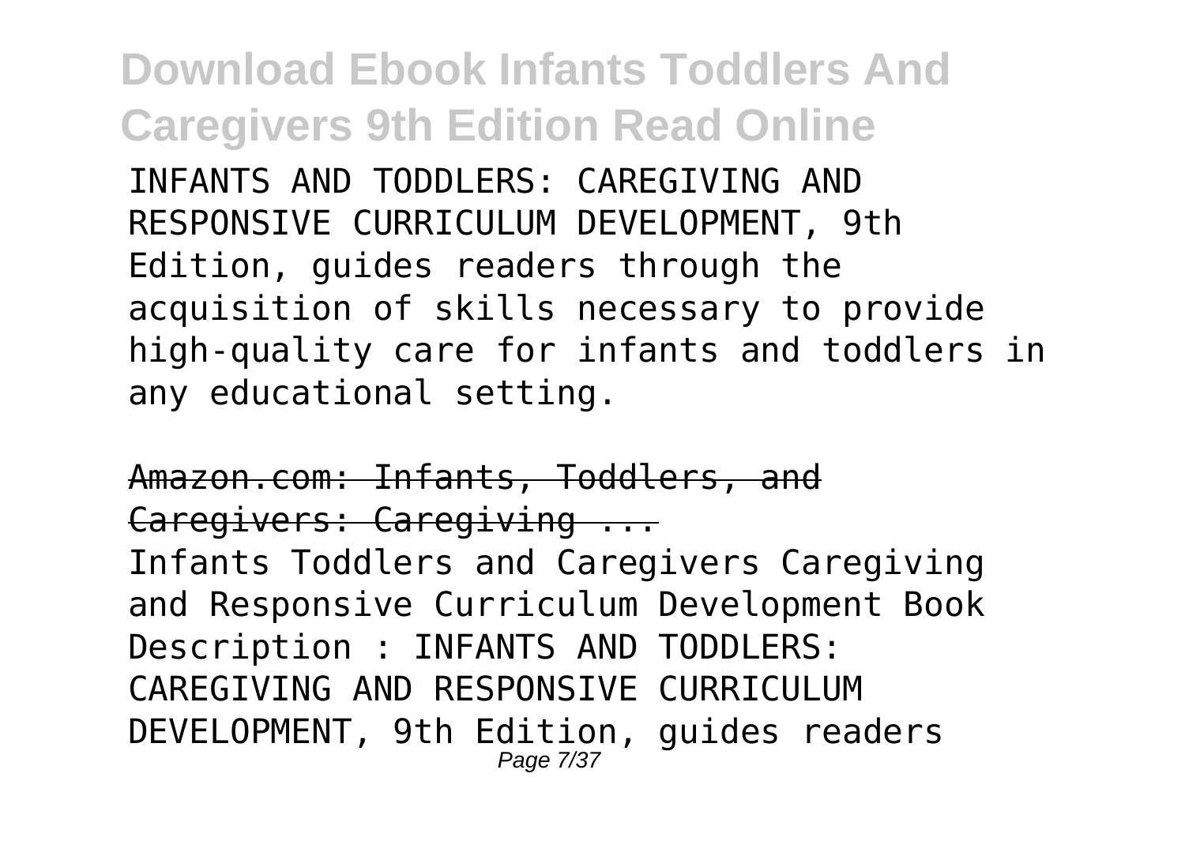INFANTS AND TODDLERS: CAREGIVING AND RESPONSIVE CURRICULUM DEVELOPMENT, 9th Edition, guides readers through the acquisition of skills necessary to provide high-quality care for infants and toddlers in any educational setting.

## Amazon.com: Infants, Toddlers, and Caregivers: Caregiving ...

Infants Toddlers and Caregivers Caregiving and Responsive Curriculum Development Book Description : INFANTS AND TODDLERS: CAREGIVING AND RESPONSIVE CURRICULUM DEVELOPMENT, 9th Edition, guides readers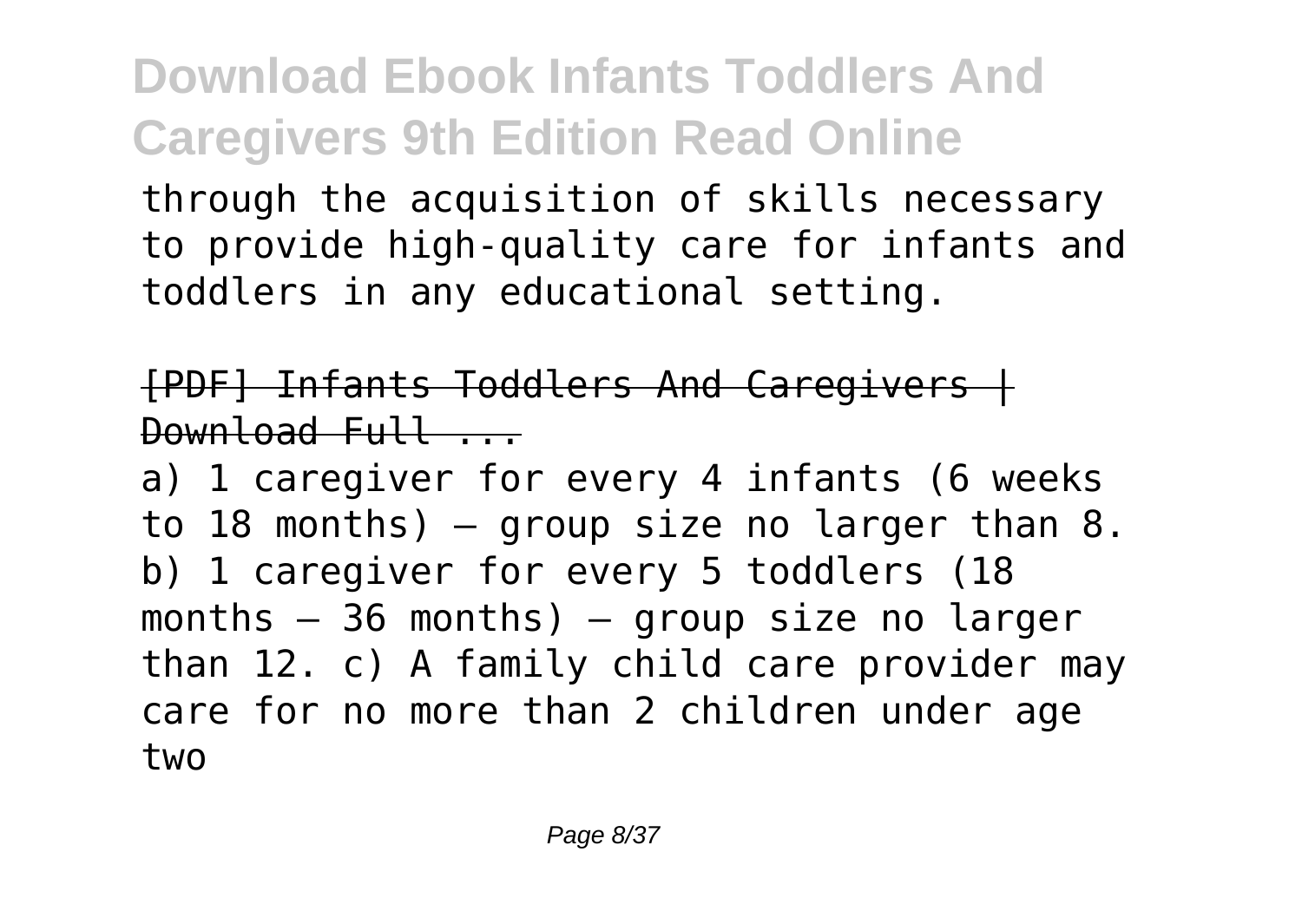through the acquisition of skills necessary to provide high-quality care for infants and toddlers in any educational setting.

[PDF] Infants Toddlers And Caregivers | Download Full ...

a) 1 caregiver for every 4 infants (6 weeks to 18 months) – group size no larger than 8. b) 1 caregiver for every 5 toddlers (18 months – 36 months) – group size no larger than 12. c) A family child care provider may care for no more than 2 children under age two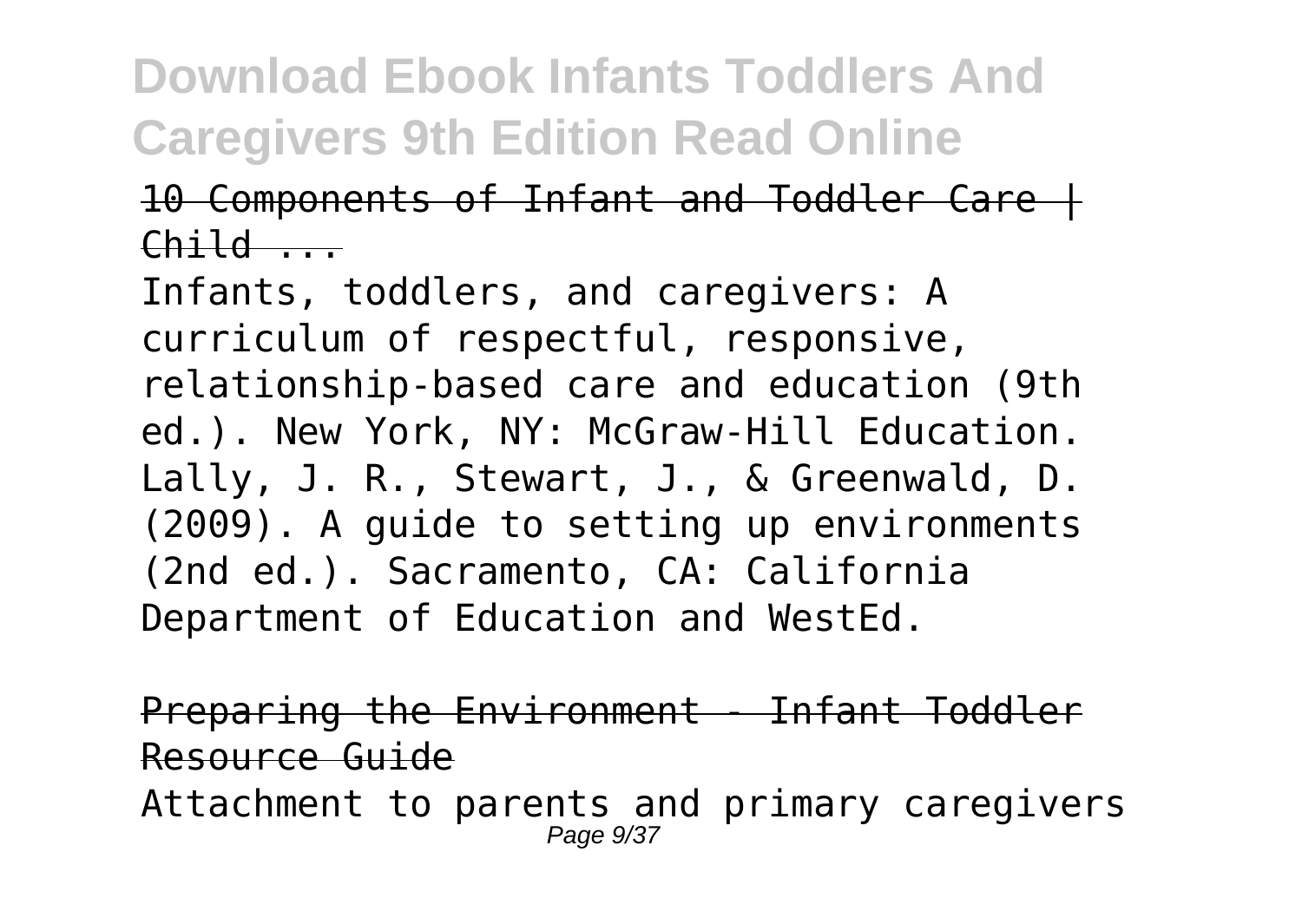10 Components of Infant and Toddler Care | Child ...

Infants, toddlers, and caregivers: A curriculum of respectful, responsive, relationship-based care and education (9th ed.). New York, NY: McGraw-Hill Education. Lally, J. R., Stewart, J., & Greenwald, D. (2009). A guide to setting up environments (2nd ed.). Sacramento, CA: California Department of Education and WestEd.

Preparing the Environment - Infant Toddler Resource Guide

Attachment to parents and primary caregivers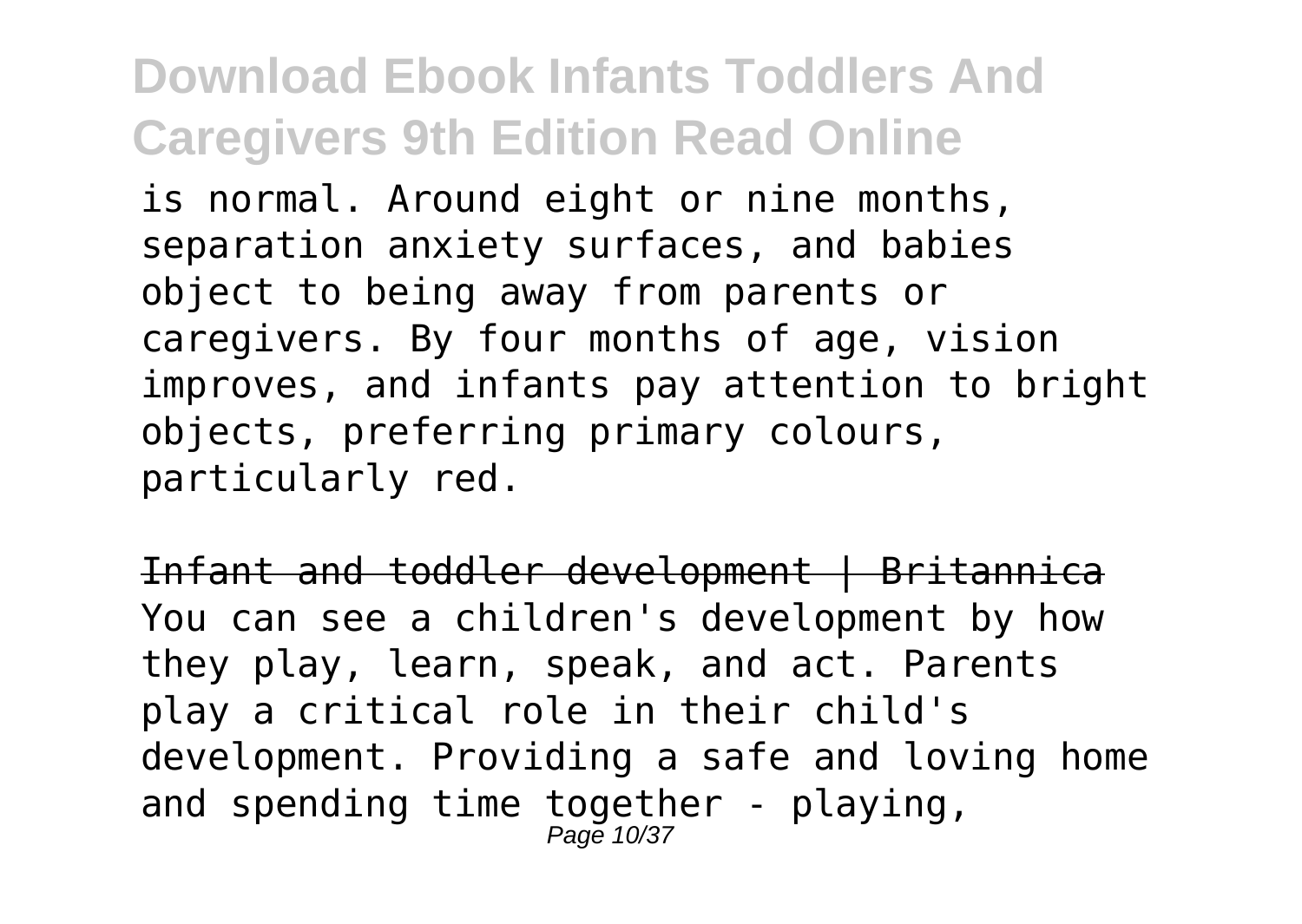is normal. Around eight or nine months, separation anxiety surfaces, and babies object to being away from parents or caregivers. By four months of age, vision improves, and infants pay attention to bright objects, preferring primary colours, particularly red.

Infant and toddler development | Britannica

You can see a children's development by how they play, learn, speak, and act. Parents play a critical role in their child's development. Providing a safe and loving home and spending time together - playing,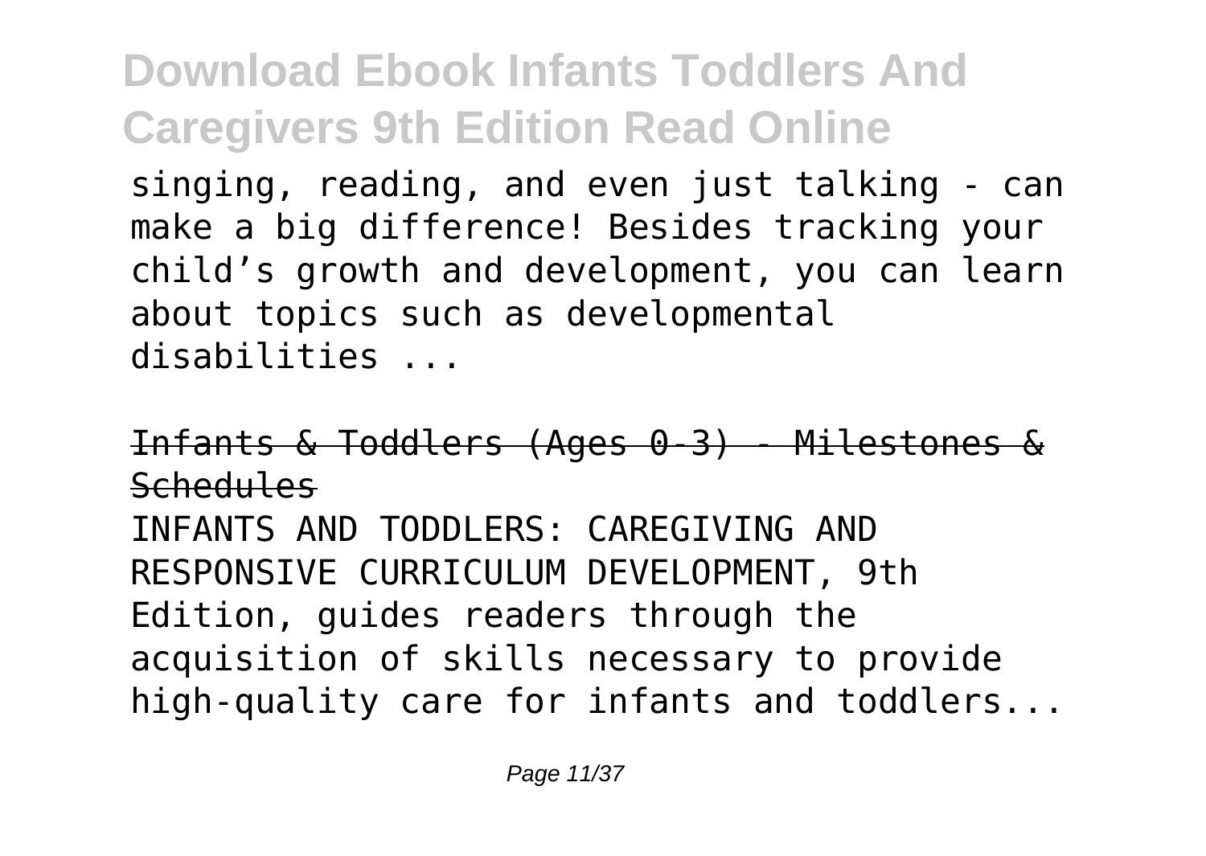singing, reading, and even just talking - can make a big difference! Besides tracking your child's growth and development, you can learn about topics such as developmental disabilities ...

## Infants & Toddlers (Ages 0-3) - Milestones & Schedules

INFANTS AND TODDLERS: CAREGIVING AND RESPONSIVE CURRICULUM DEVELOPMENT, 9th Edition, guides readers through the acquisition of skills necessary to provide high-quality care for infants and toddlers...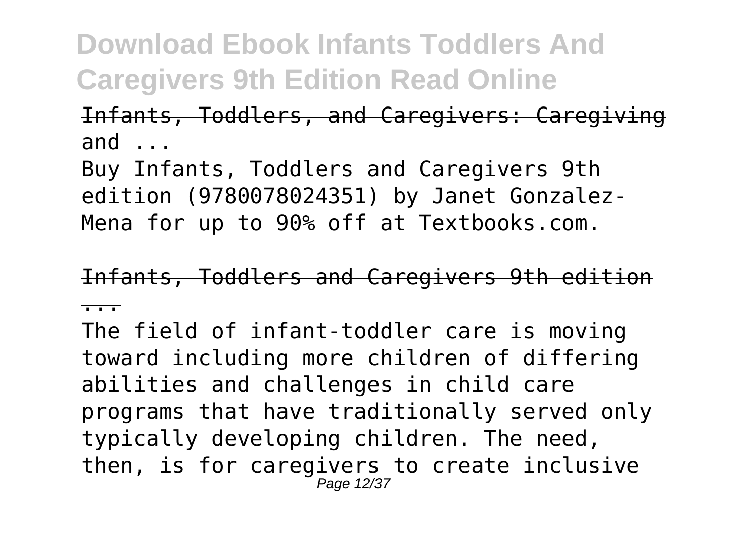Infants, Toddlers, and Caregivers: Caregiving and ...

Buy Infants, Toddlers and Caregivers 9th edition (9780078024351) by Janet Gonzalez-Mena for up to 90% off at Textbooks.com.

Infants, Toddlers and Caregivers 9th edition ...

The field of infant-toddler care is moving toward including more children of differing abilities and challenges in child care programs that have traditionally served only typically developing children. The need, then, is for caregivers to create inclusive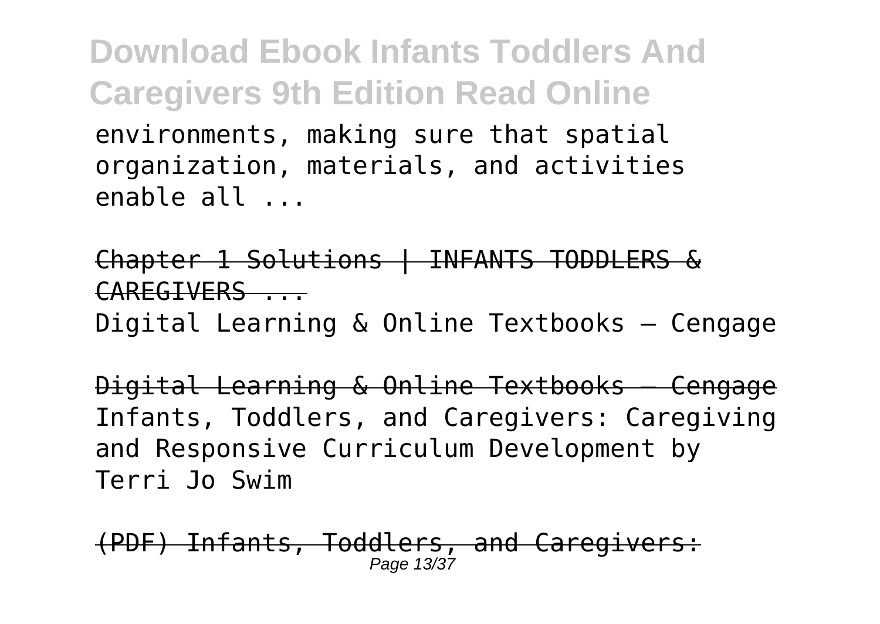environments, making sure that spatial organization, materials, and activities enable all ...

Chapter 1 Solutions | INFANTS TODDLERS & CAREGIVERS ...

Digital Learning & Online Textbooks – Cengage

Digital Learning & Online Textbooks – Cengage

Infants, Toddlers, and Caregivers: Caregiving and Responsive Curriculum Development by Terri Jo Swim

(PDF) Infants, Toddlers, and Caregivers: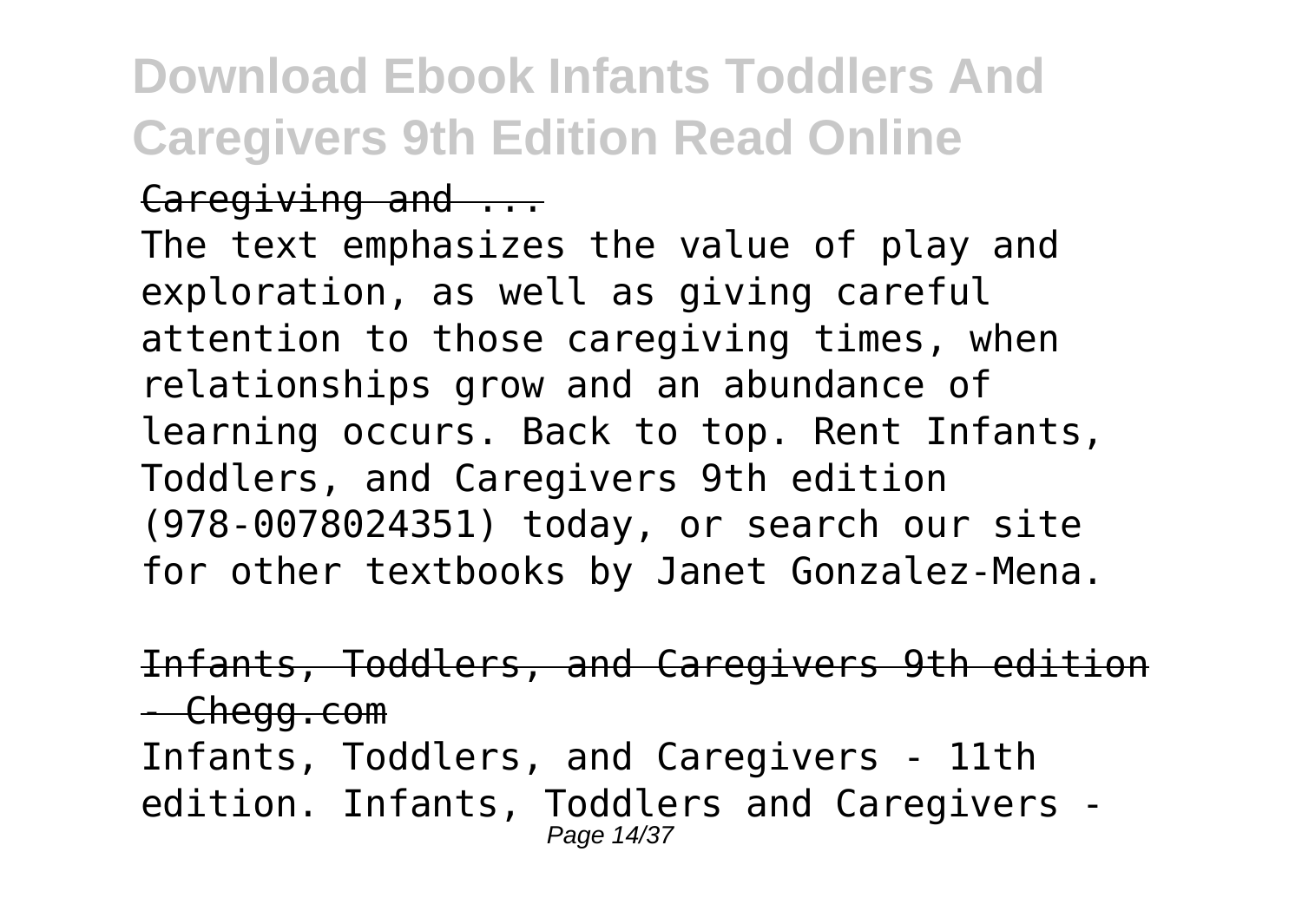Caregiving and ...

The text emphasizes the value of play and exploration, as well as giving careful attention to those caregiving times, when relationships grow and an abundance of learning occurs. Back to top. Rent Infants, Toddlers, and Caregivers 9th edition (978-0078024351) today, or search our site for other textbooks by Janet Gonzalez-Mena.

Infants, Toddlers, and Caregivers 9th edition - Chegg.com

Infants, Toddlers, and Caregivers - 11th edition. Infants, Toddlers and Caregivers -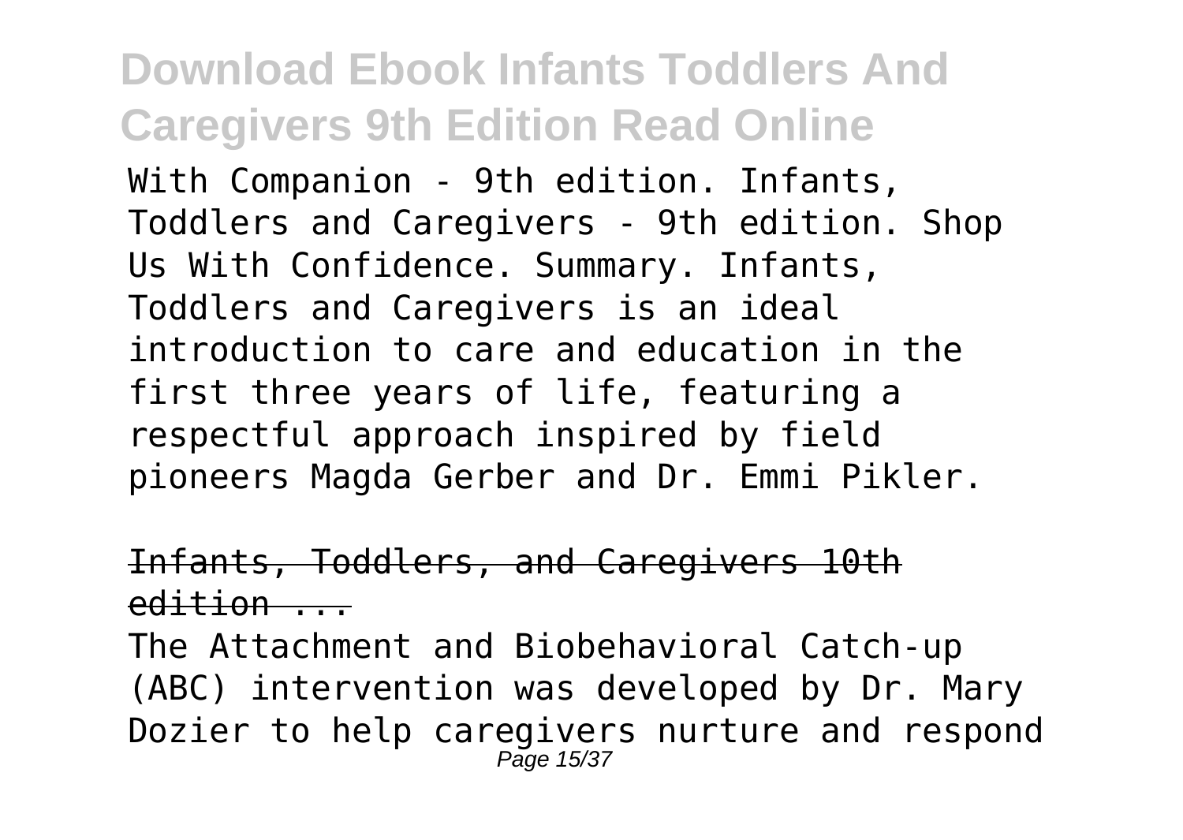With Companion - 9th edition. Infants, Toddlers and Caregivers - 9th edition. Shop Us With Confidence. Summary. Infants, Toddlers and Caregivers is an ideal introduction to care and education in the first three years of life, featuring a respectful approach inspired by field pioneers Magda Gerber and Dr. Emmi Pikler.

## Infants, Toddlers, and Caregivers 10th edition ...

The Attachment and Biobehavioral Catch-up (ABC) intervention was developed by Dr. Mary Dozier to help caregivers nurture and respond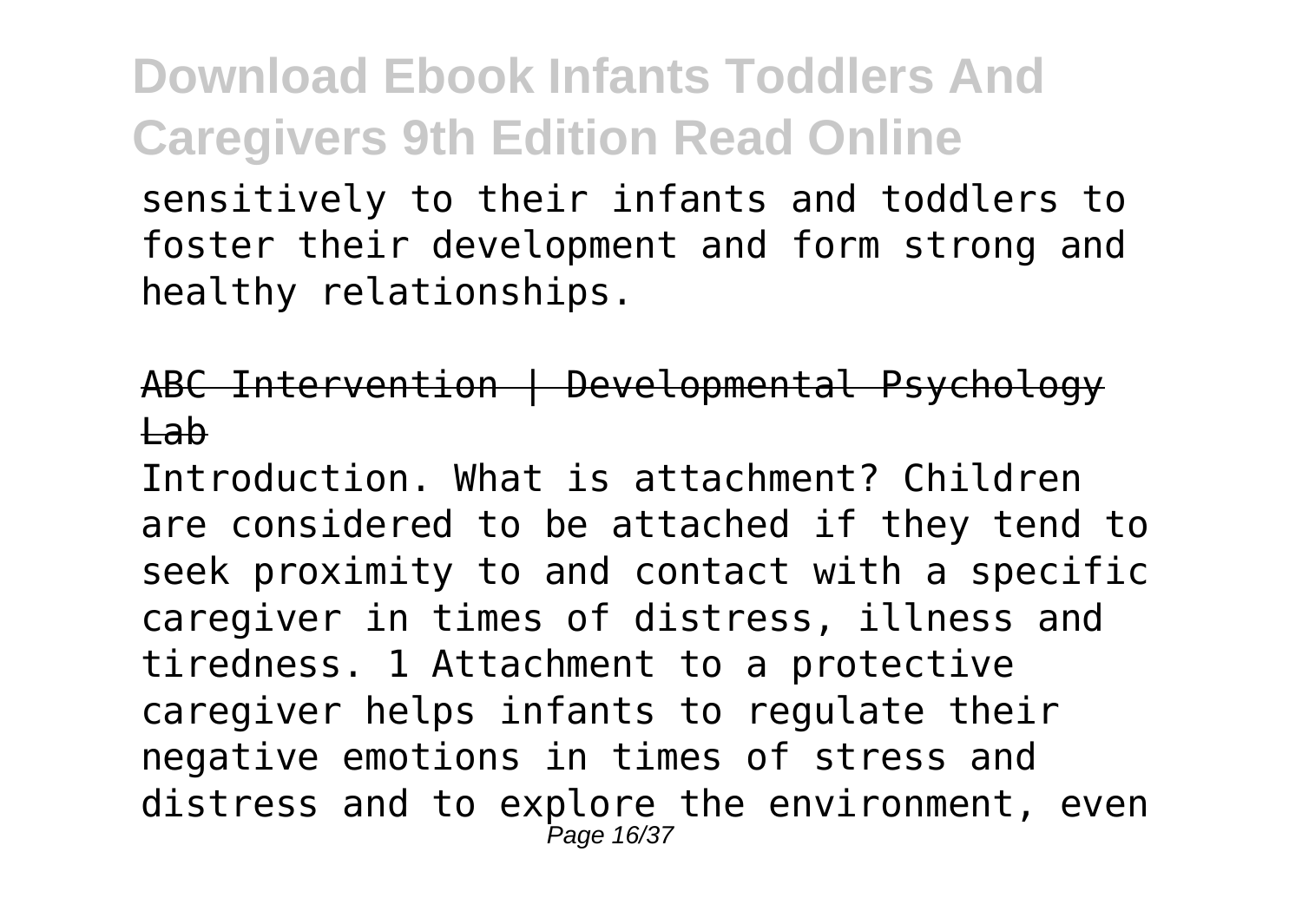sensitively to their infants and toddlers to foster their development and form strong and healthy relationships.

ABC Intervention | Developmental Psychology Lab

Introduction. What is attachment? Children are considered to be attached if they tend to seek proximity to and contact with a specific caregiver in times of distress, illness and tiredness. 1 Attachment to a protective caregiver helps infants to regulate their negative emotions in times of stress and distress and to explore the environment, even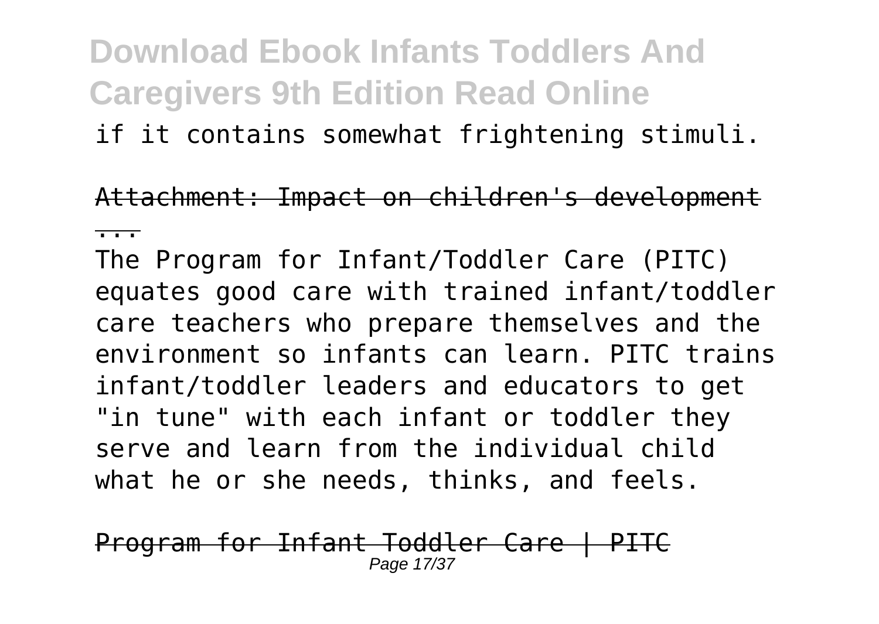if it contains somewhat frightening stimuli.

Attachment: Impact on children's development ...

The Program for Infant/Toddler Care (PITC) equates good care with trained infant/toddler care teachers who prepare themselves and the environment so infants can learn. PITC trains infant/toddler leaders and educators to get "in tune" with each infant or toddler they serve and learn from the individual child what he or she needs, thinks, and feels.

Program for Infant Toddler Care | PITC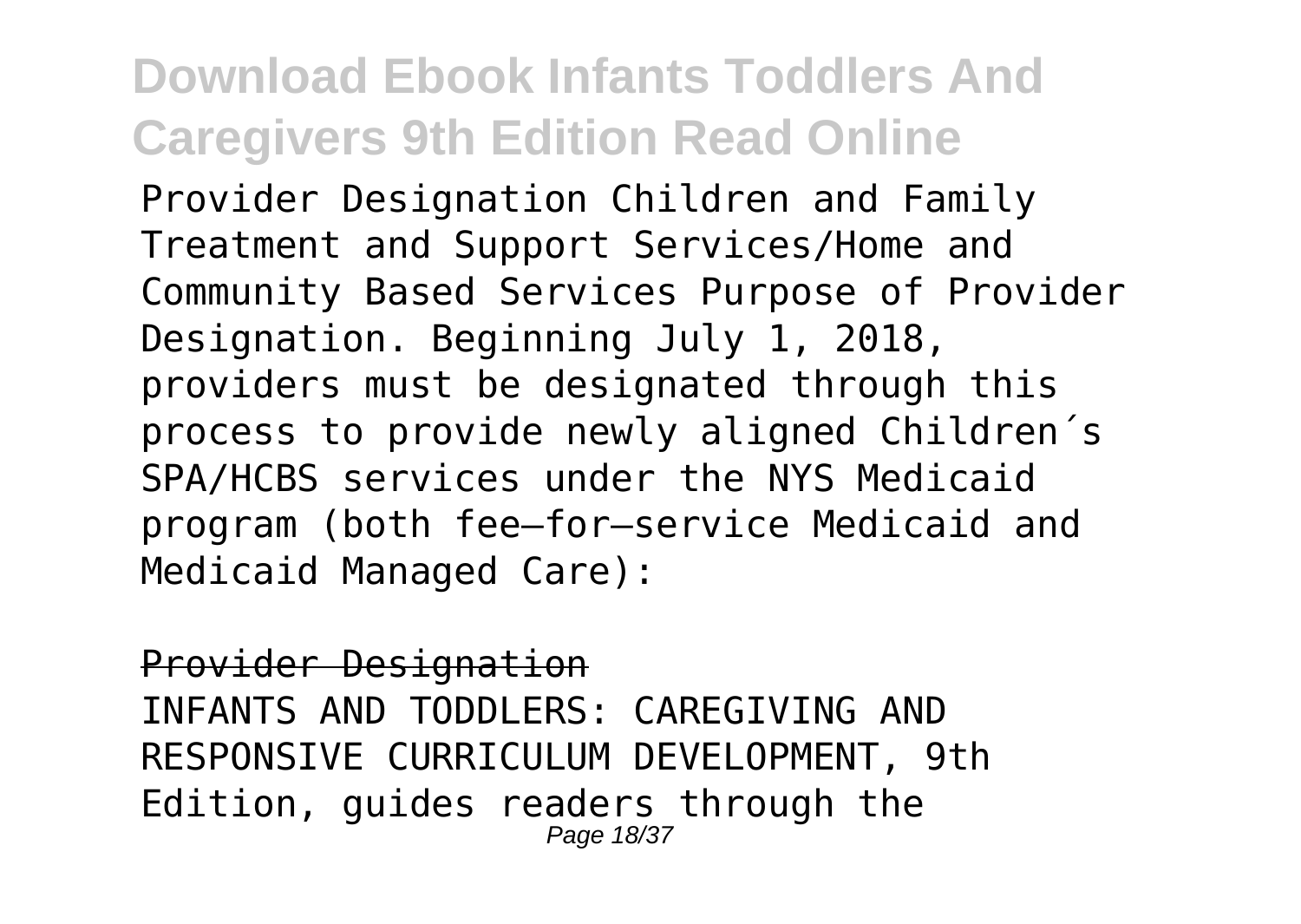Provider Designation Children and Family Treatment and Support Services/Home and Community Based Services Purpose of Provider Designation. Beginning July 1, 2018, providers must be designated through this process to provide newly aligned Children´s SPA/HCBS services under the NYS Medicaid program (both fee–for–service Medicaid and Medicaid Managed Care):

## Provider Designation

INFANTS AND TODDLERS: CAREGIVING AND RESPONSIVE CURRICULUM DEVELOPMENT, 9th Edition, guides readers through the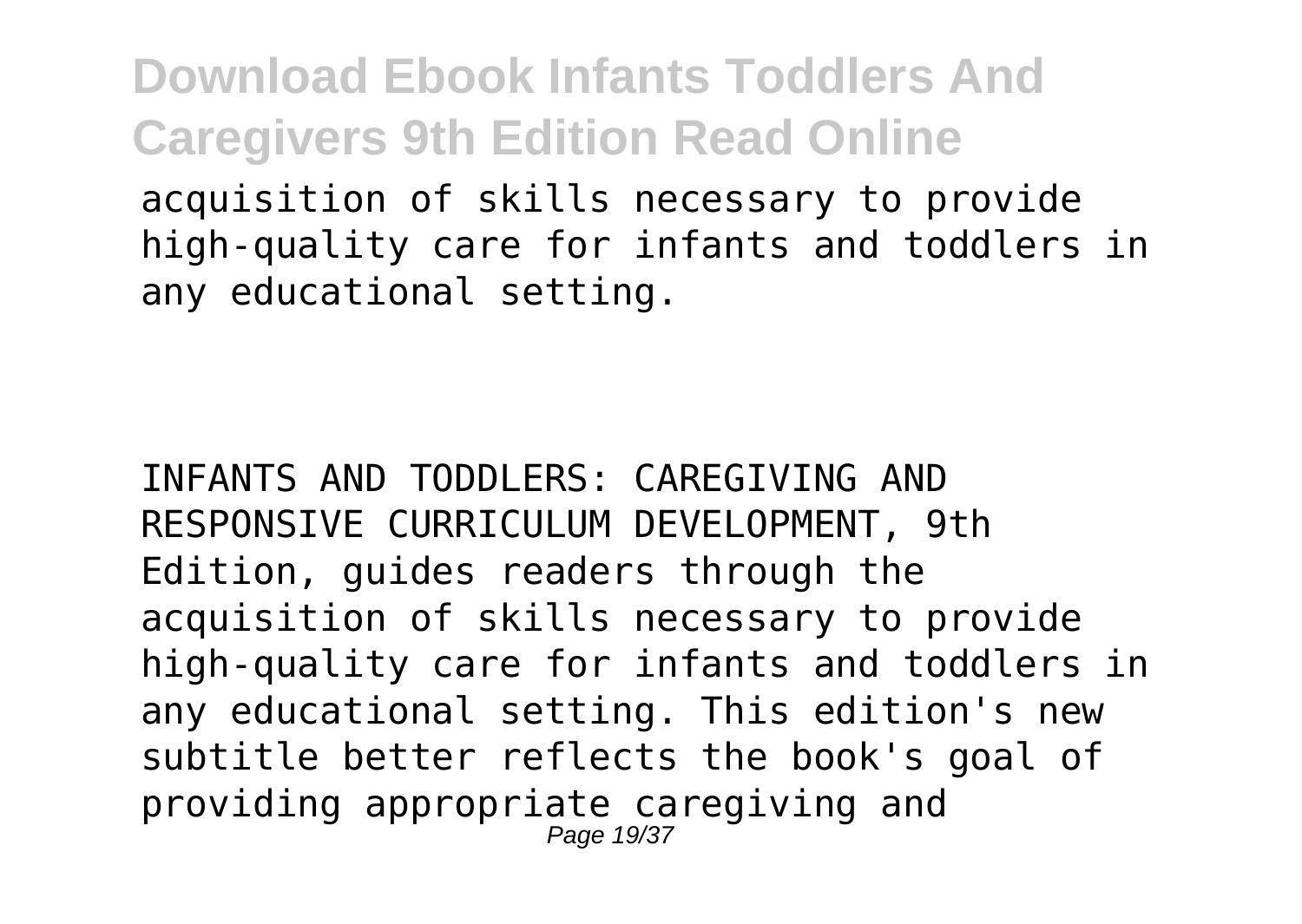acquisition of skills necessary to provide high-quality care for infants and toddlers in any educational setting.

INFANTS AND TODDLERS: CAREGIVING AND RESPONSIVE CURRICULUM DEVELOPMENT, 9th Edition, guides readers through the acquisition of skills necessary to provide high-quality care for infants and toddlers in any educational setting. This edition's new subtitle better reflects the book's goal of providing appropriate caregiving and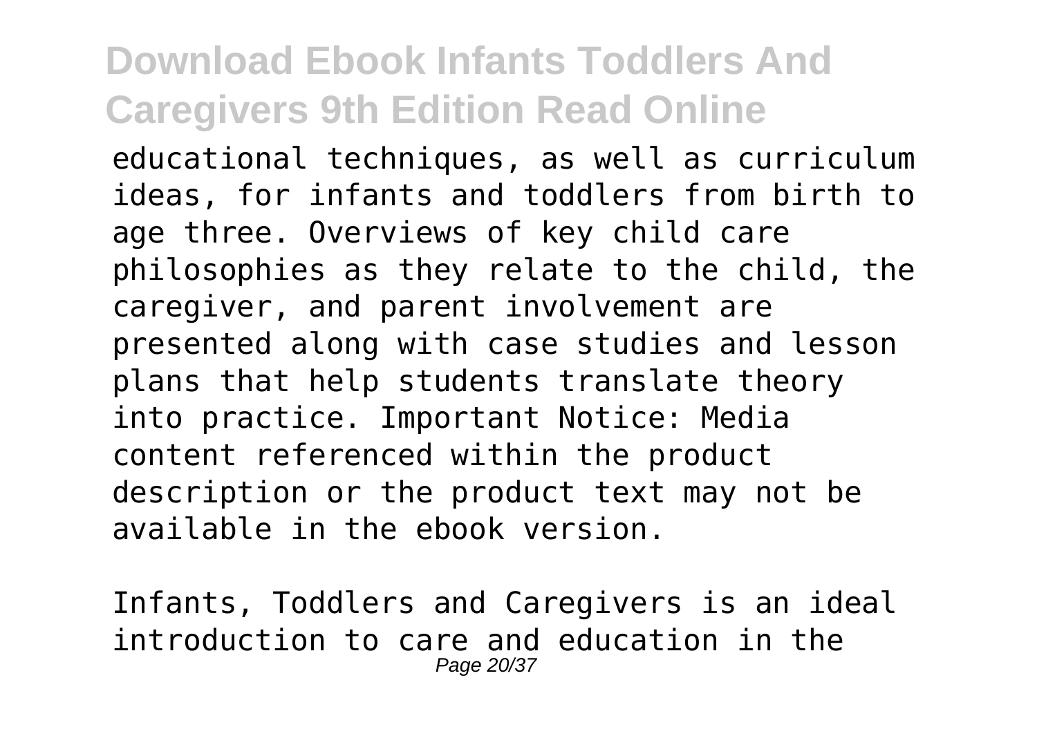educational techniques, as well as curriculum ideas, for infants and toddlers from birth to age three. Overviews of key child care philosophies as they relate to the child, the caregiver, and parent involvement are presented along with case studies and lesson plans that help students translate theory into practice. Important Notice: Media content referenced within the product description or the product text may not be available in the ebook version.

Infants, Toddlers and Caregivers is an ideal introduction to care and education in the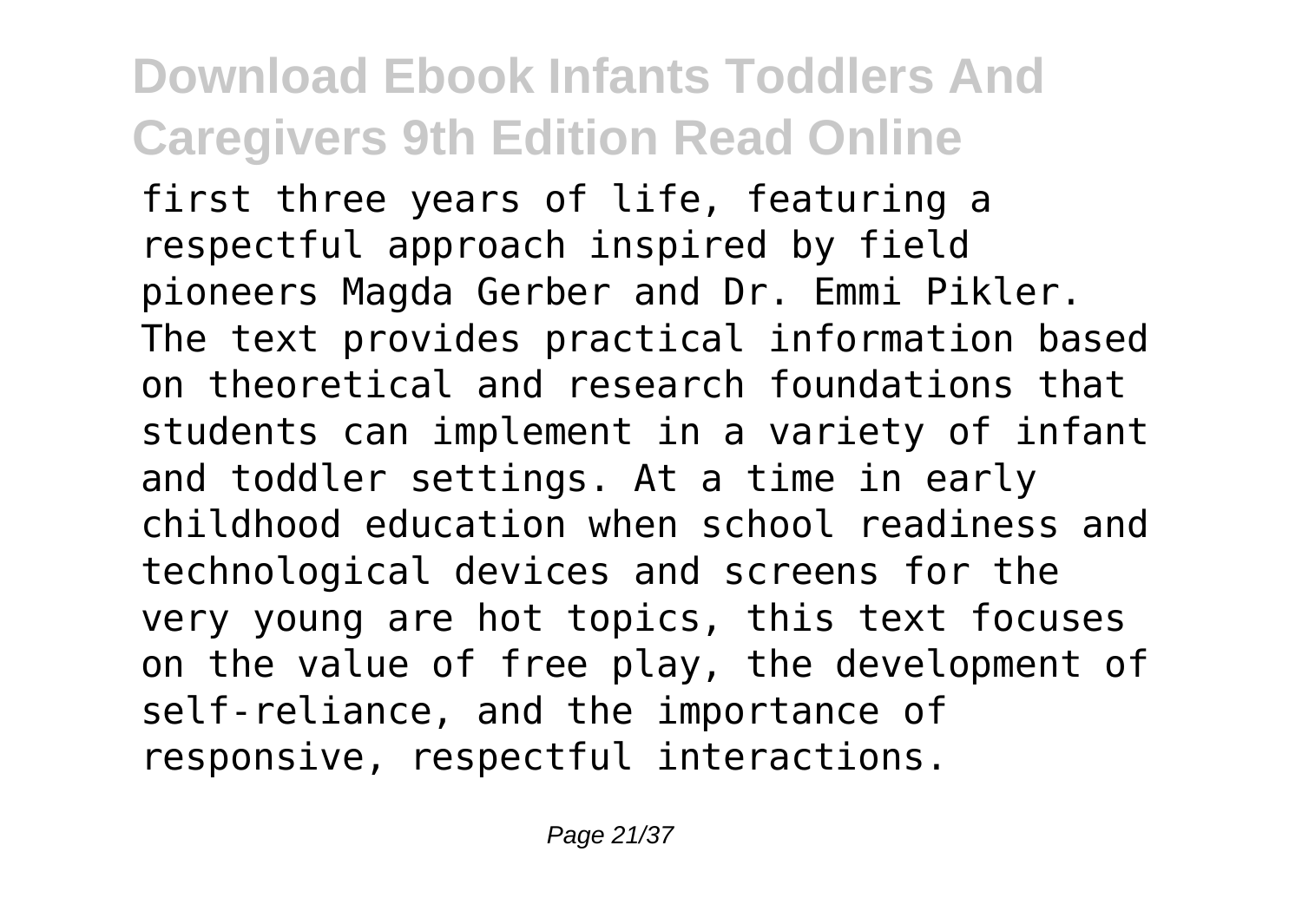first three years of life, featuring a respectful approach inspired by field pioneers Magda Gerber and Dr. Emmi Pikler. The text provides practical information based on theoretical and research foundations that students can implement in a variety of infant and toddler settings. At a time in early childhood education when school readiness and technological devices and screens for the very young are hot topics, this text focuses on the value of free play, the development of self-reliance, and the importance of responsive, respectful interactions.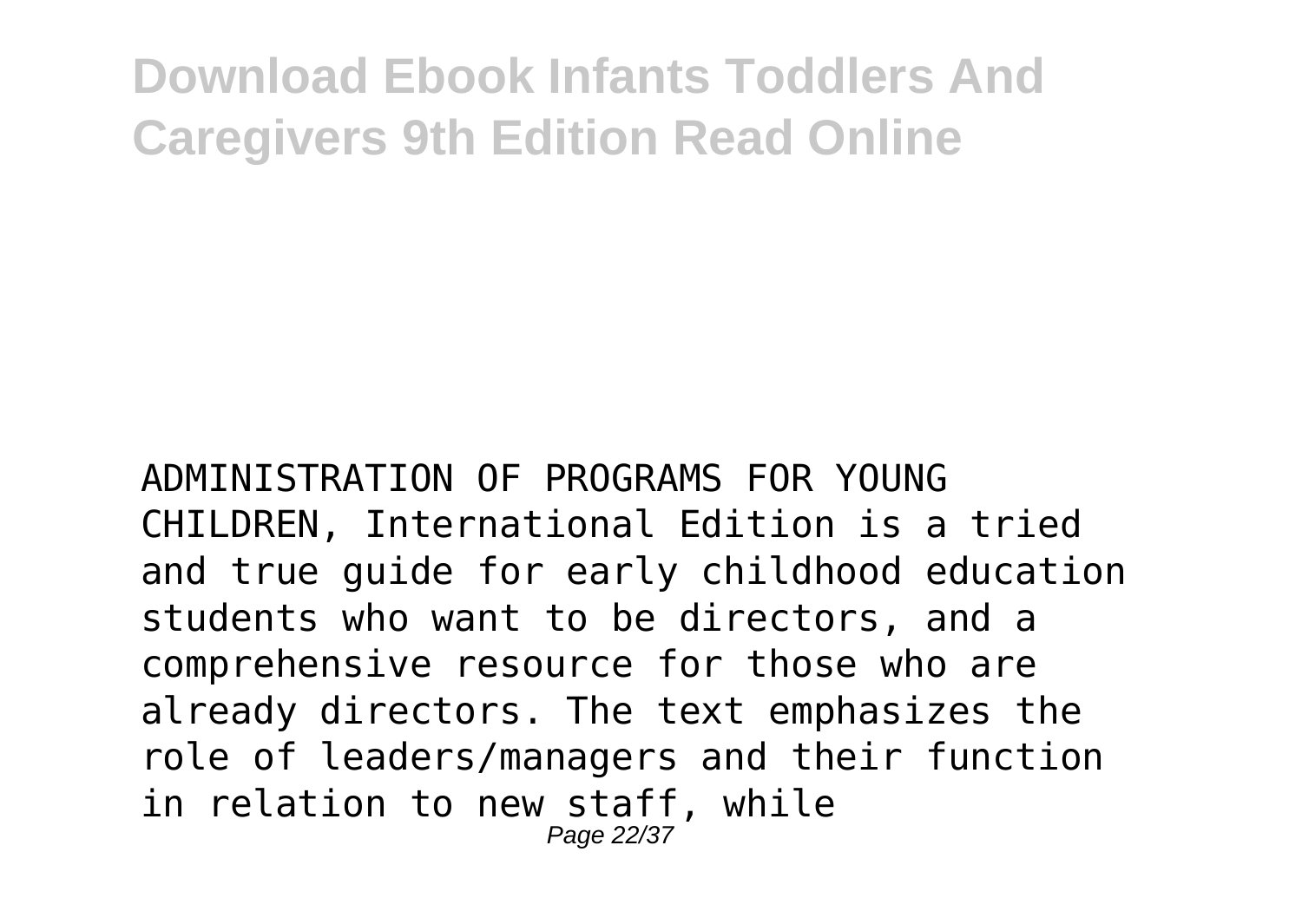ADMINISTRATION OF PROGRAMS FOR YOUNG CHILDREN, International Edition is a tried and true guide for early childhood education students who want to be directors, and a comprehensive resource for those who are already directors. The text emphasizes the role of leaders/managers and their function in relation to new staff, while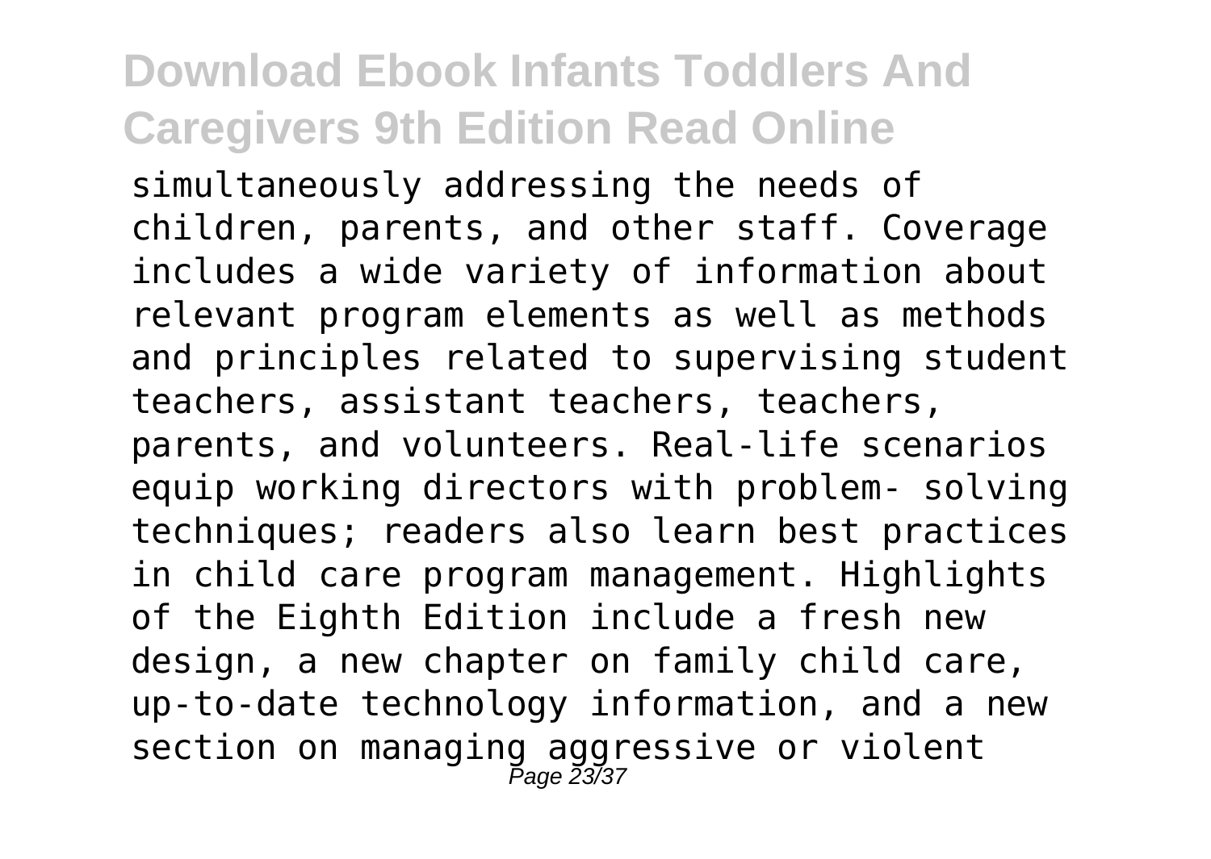simultaneously addressing the needs of children, parents, and other staff. Coverage includes a wide variety of information about relevant program elements as well as methods and principles related to supervising student teachers, assistant teachers, teachers, parents, and volunteers. Real-life scenarios equip working directors with problem- solving techniques; readers also learn best practices in child care program management. Highlights of the Eighth Edition include a fresh new design, a new chapter on family child care, up-to-date technology information, and a new section on managing aggressive or violent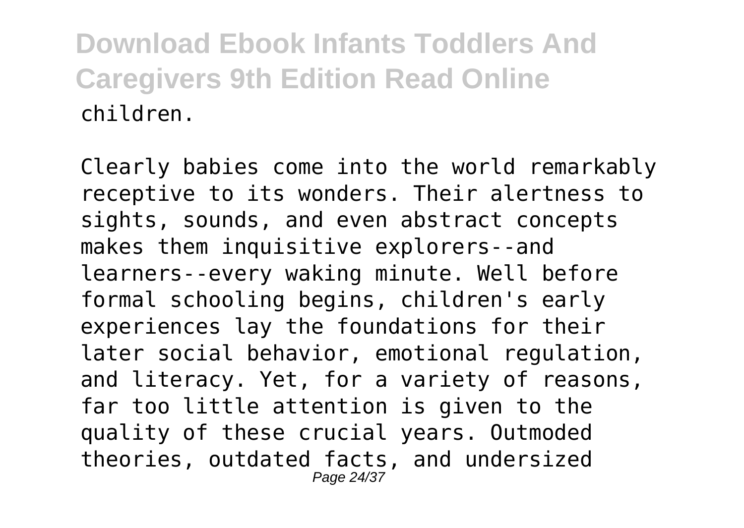children.

Clearly babies come into the world remarkably receptive to its wonders. Their alertness to sights, sounds, and even abstract concepts makes them inquisitive explorers--and learners--every waking minute. Well before formal schooling begins, children's early experiences lay the foundations for their later social behavior, emotional regulation, and literacy. Yet, for a variety of reasons, far too little attention is given to the quality of these crucial years. Outmoded theories, outdated facts, and undersized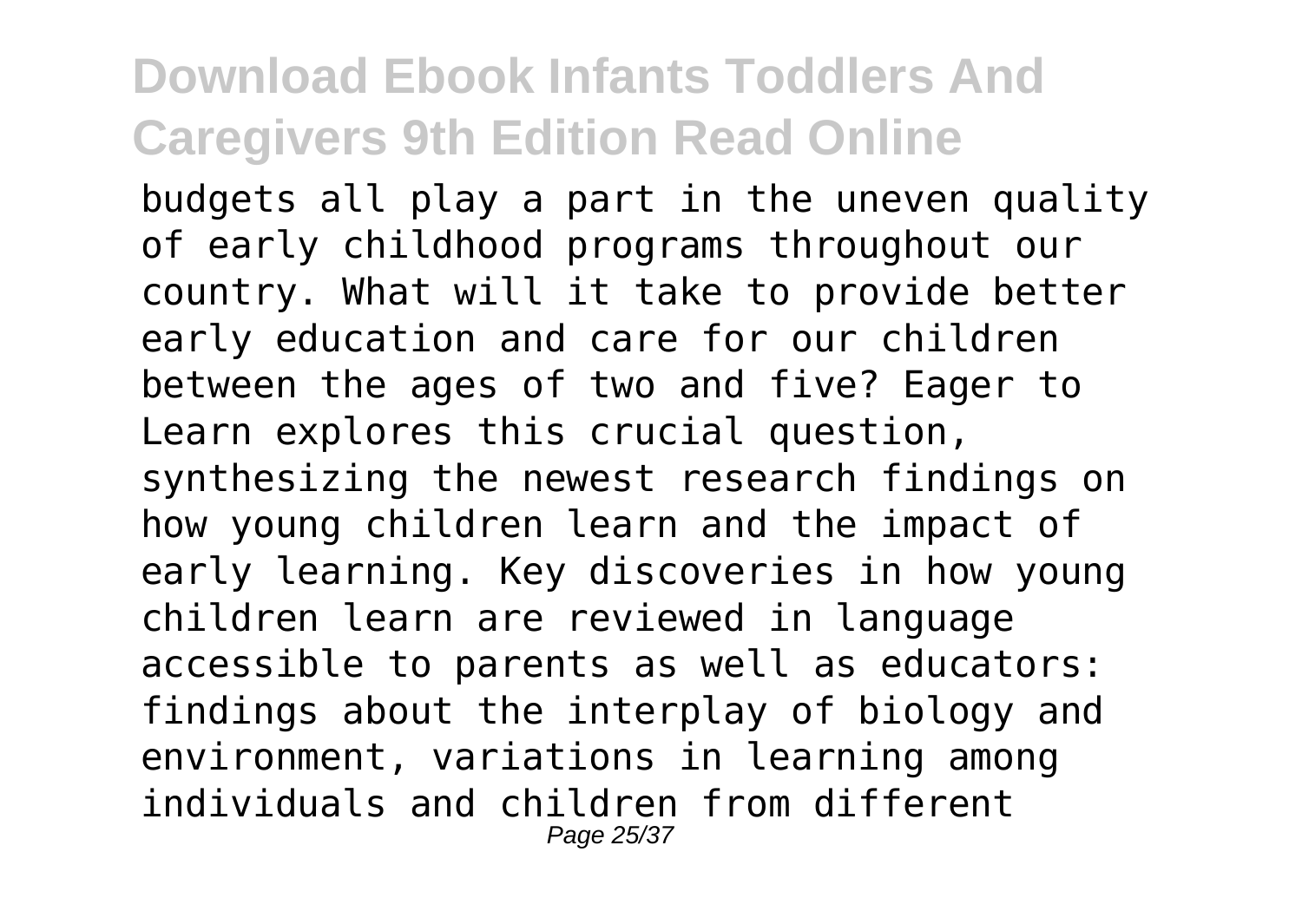budgets all play a part in the uneven quality of early childhood programs throughout our country. What will it take to provide better early education and care for our children between the ages of two and five? Eager to Learn explores this crucial question, synthesizing the newest research findings on how young children learn and the impact of early learning. Key discoveries in how young children learn are reviewed in language accessible to parents as well as educators: findings about the interplay of biology and environment, variations in learning among individuals and children from different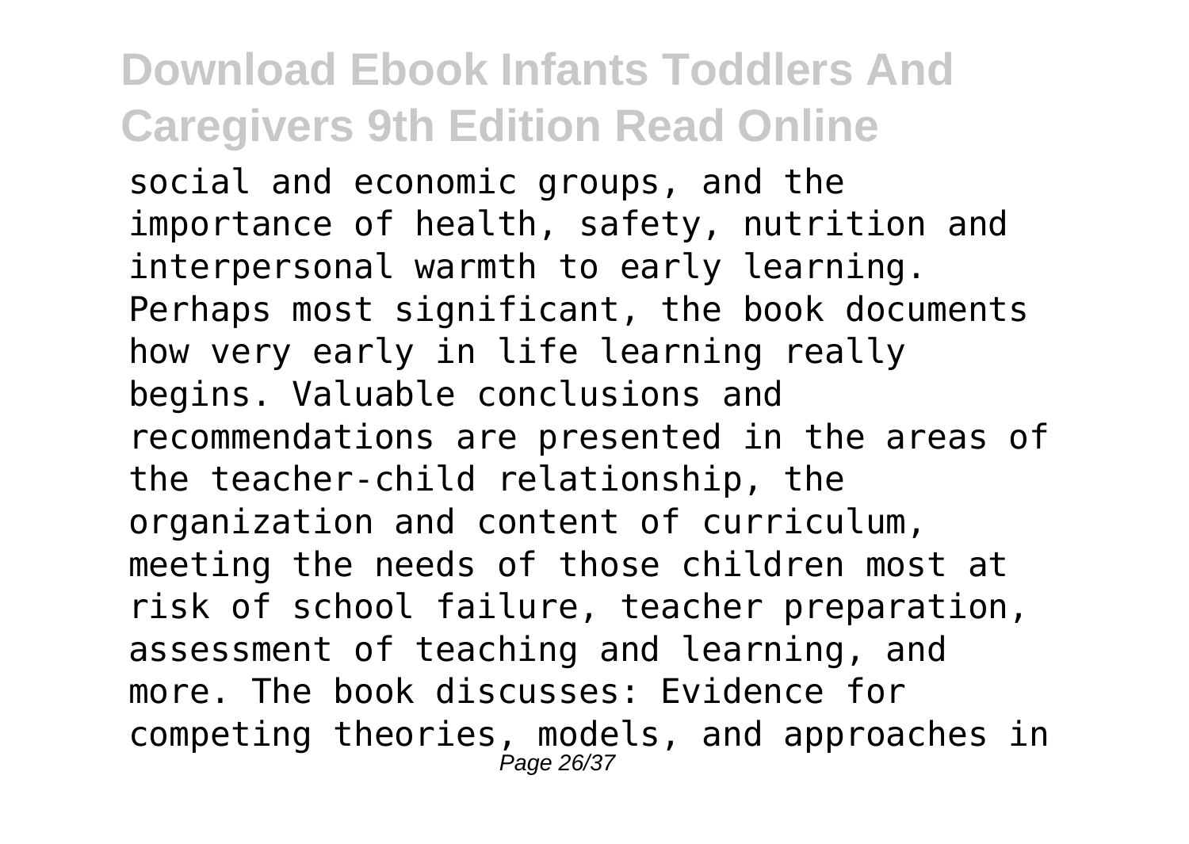social and economic groups, and the importance of health, safety, nutrition and interpersonal warmth to early learning. Perhaps most significant, the book documents how very early in life learning really begins. Valuable conclusions and recommendations are presented in the areas of the teacher-child relationship, the organization and content of curriculum, meeting the needs of those children most at risk of school failure, teacher preparation, assessment of teaching and learning, and more. The book discusses: Evidence for competing theories, models, and approaches in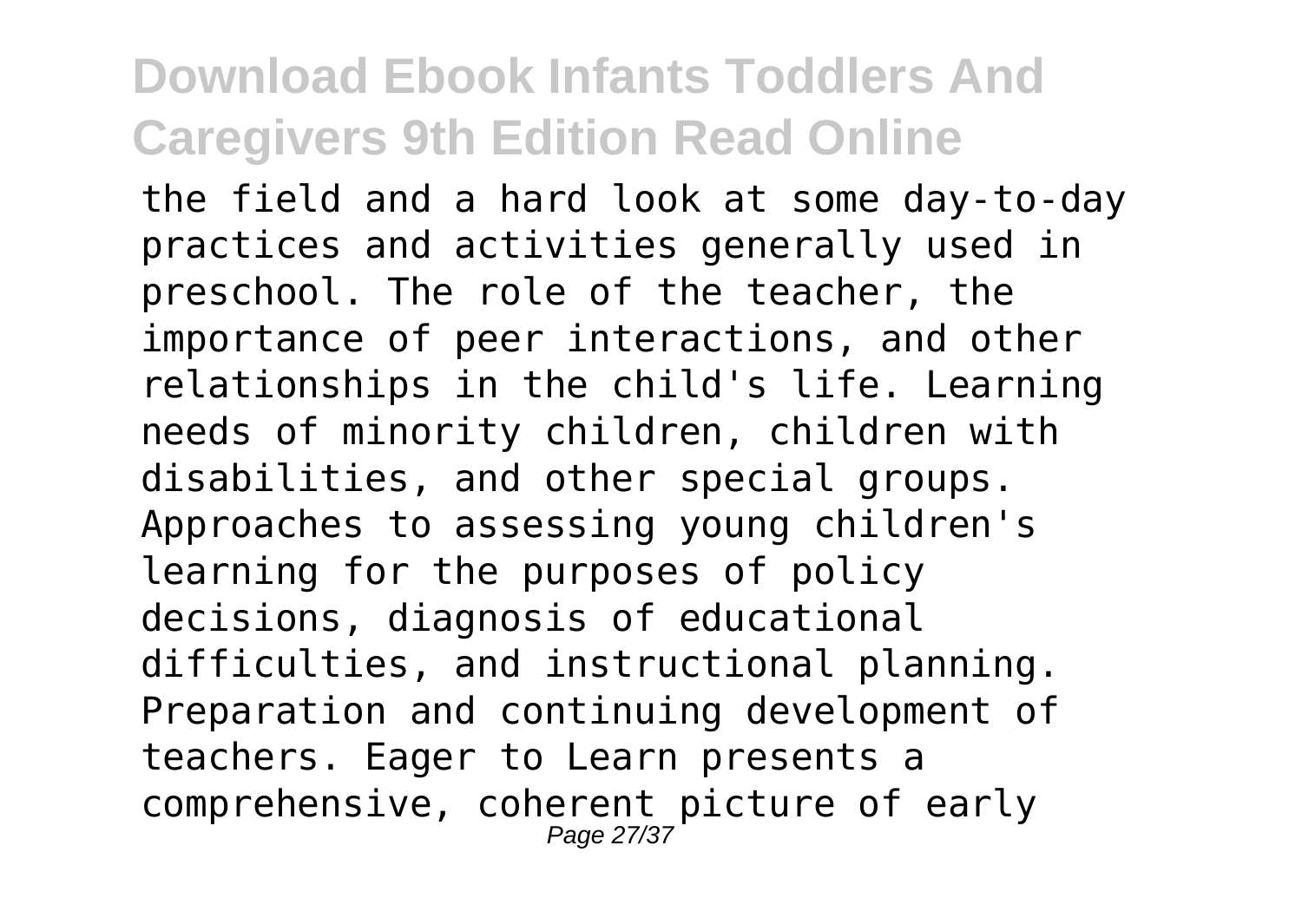the field and a hard look at some day-to-day practices and activities generally used in preschool. The role of the teacher, the importance of peer interactions, and other relationships in the child's life. Learning needs of minority children, children with disabilities, and other special groups. Approaches to assessing young children's learning for the purposes of policy decisions, diagnosis of educational difficulties, and instructional planning. Preparation and continuing development of teachers. Eager to Learn presents a comprehensive, coherent picture of early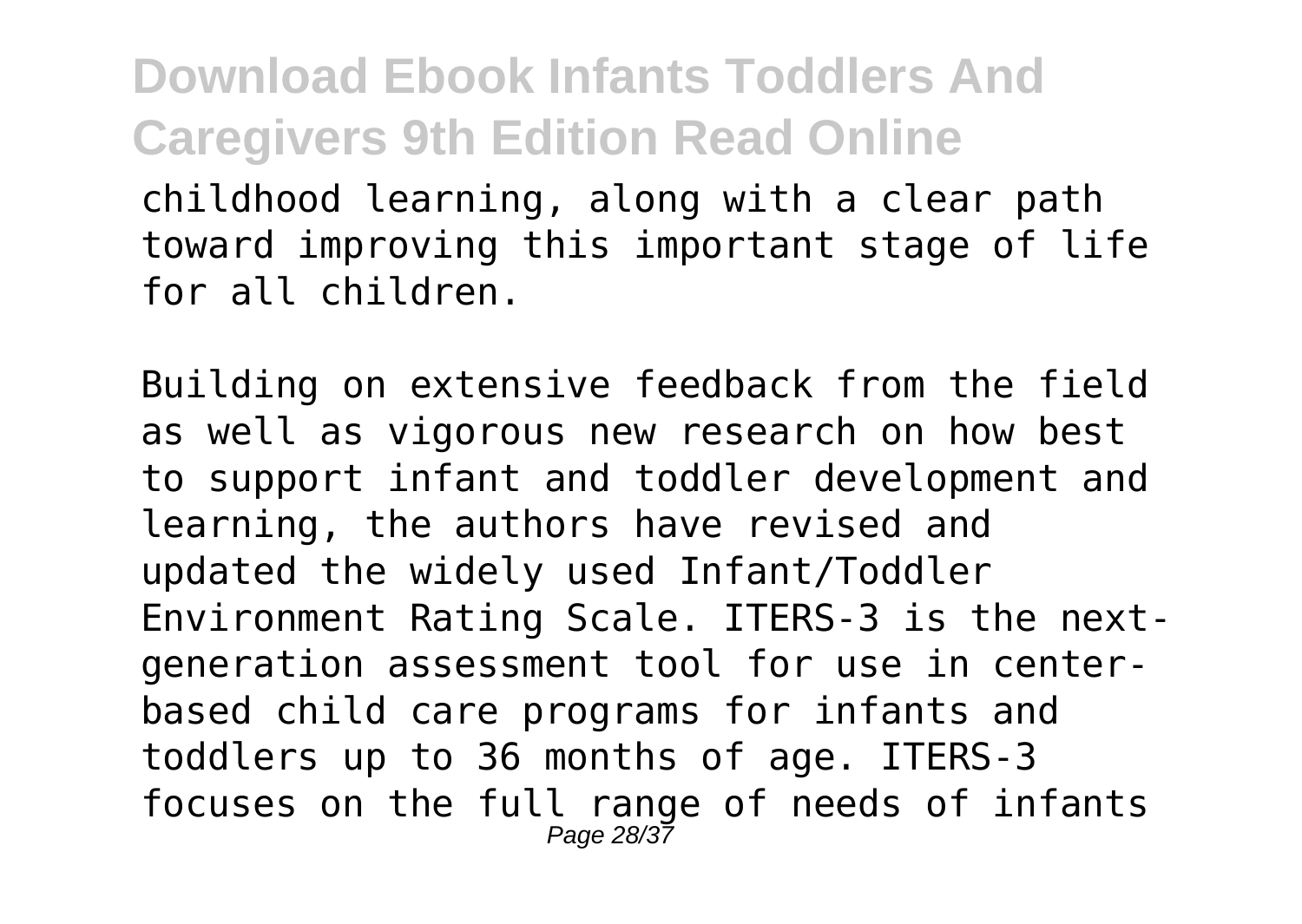childhood learning, along with a clear path toward improving this important stage of life for all children.

Building on extensive feedback from the field as well as vigorous new research on how best to support infant and toddler development and learning, the authors have revised and updated the widely used Infant/Toddler Environment Rating Scale. ITERS-3 is the next-generation assessment tool for use in center-based child care programs for infants and toddlers up to 36 months of age. ITERS-3 focuses on the full range of needs of infants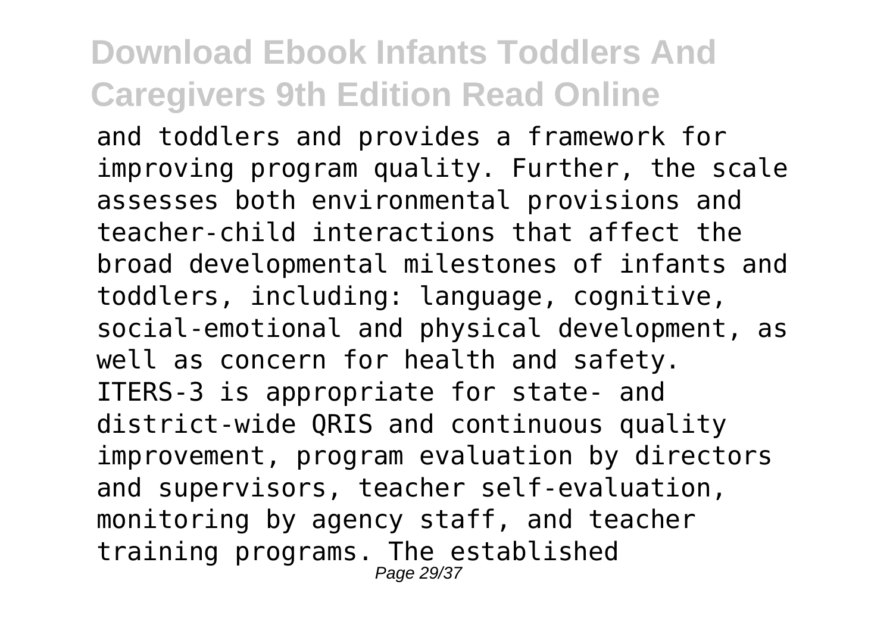and toddlers and provides a framework for improving program quality. Further, the scale assesses both environmental provisions and teacher-child interactions that affect the broad developmental milestones of infants and toddlers, including: language, cognitive, social-emotional and physical development, as well as concern for health and safety. ITERS-3 is appropriate for state- and district-wide QRIS and continuous quality improvement, program evaluation by directors and supervisors, teacher self-evaluation, monitoring by agency staff, and teacher training programs. The established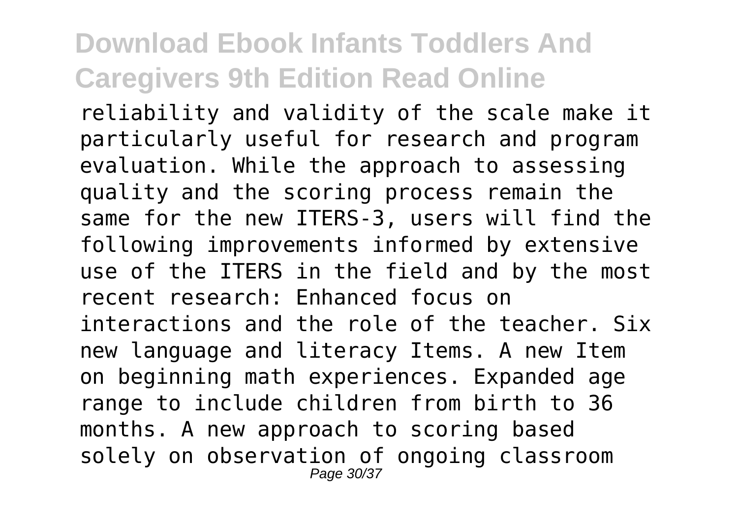reliability and validity of the scale make it particularly useful for research and program evaluation. While the approach to assessing quality and the scoring process remain the same for the new ITERS-3, users will find the following improvements informed by extensive use of the ITERS in the field and by the most recent research: Enhanced focus on interactions and the role of the teacher. Six new language and literacy Items. A new Item on beginning math experiences. Expanded age range to include children from birth to 36 months. A new approach to scoring based solely on observation of ongoing classroom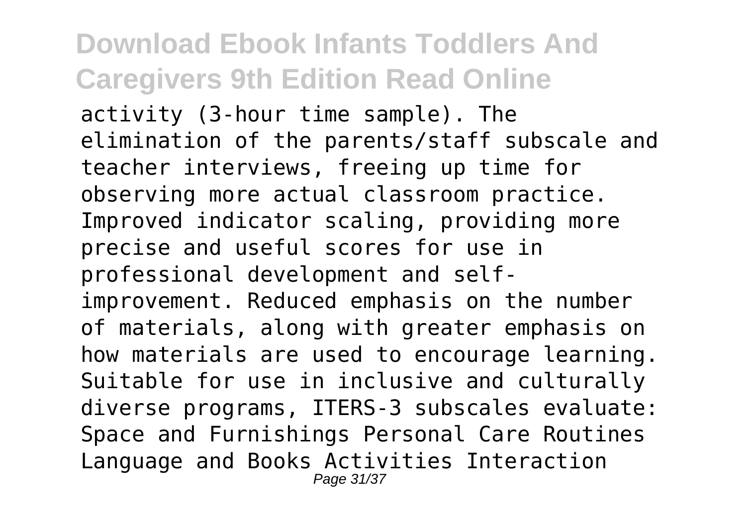activity (3-hour time sample). The elimination of the parents/staff subscale and teacher interviews, freeing up time for observing more actual classroom practice. Improved indicator scaling, providing more precise and useful scores for use in professional development and self-improvement. Reduced emphasis on the number of materials, along with greater emphasis on how materials are used to encourage learning. Suitable for use in inclusive and culturally diverse programs, ITERS-3 subscales evaluate: Space and Furnishings Personal Care Routines Language and Books Activities Interaction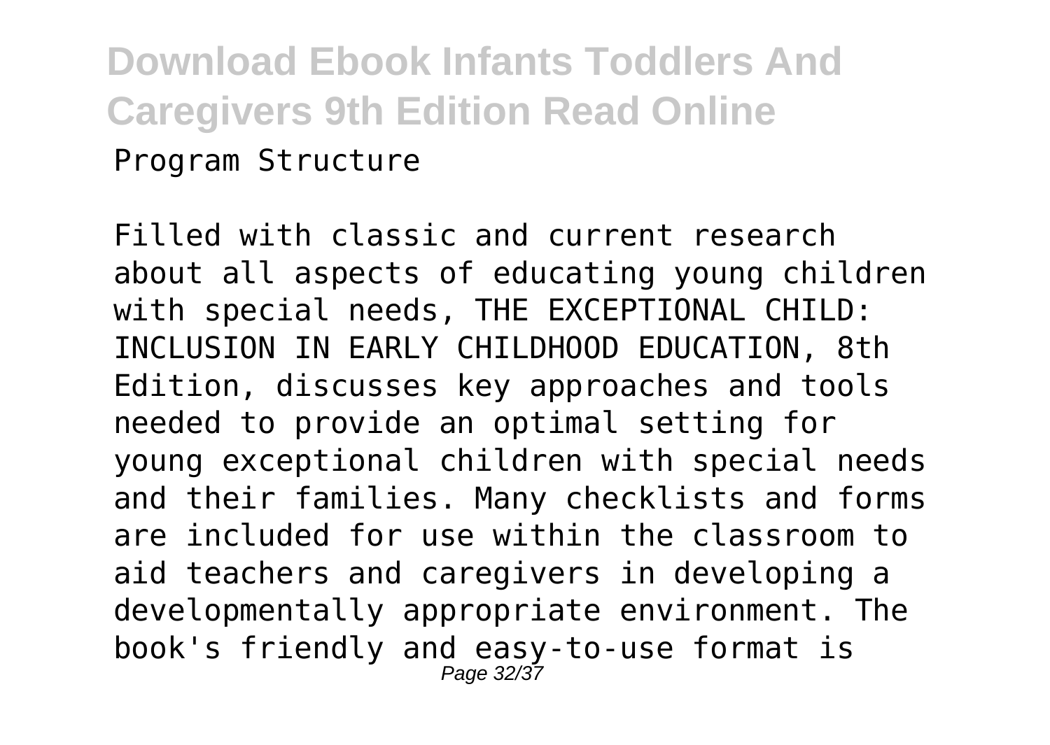Program Structure

Filled with classic and current research about all aspects of educating young children with special needs, THE EXCEPTIONAL CHILD: INCLUSION IN EARLY CHILDHOOD EDUCATION, 8th Edition, discusses key approaches and tools needed to provide an optimal setting for young exceptional children with special needs and their families. Many checklists and forms are included for use within the classroom to aid teachers and caregivers in developing a developmentally appropriate environment. The book's friendly and easy-to-use format is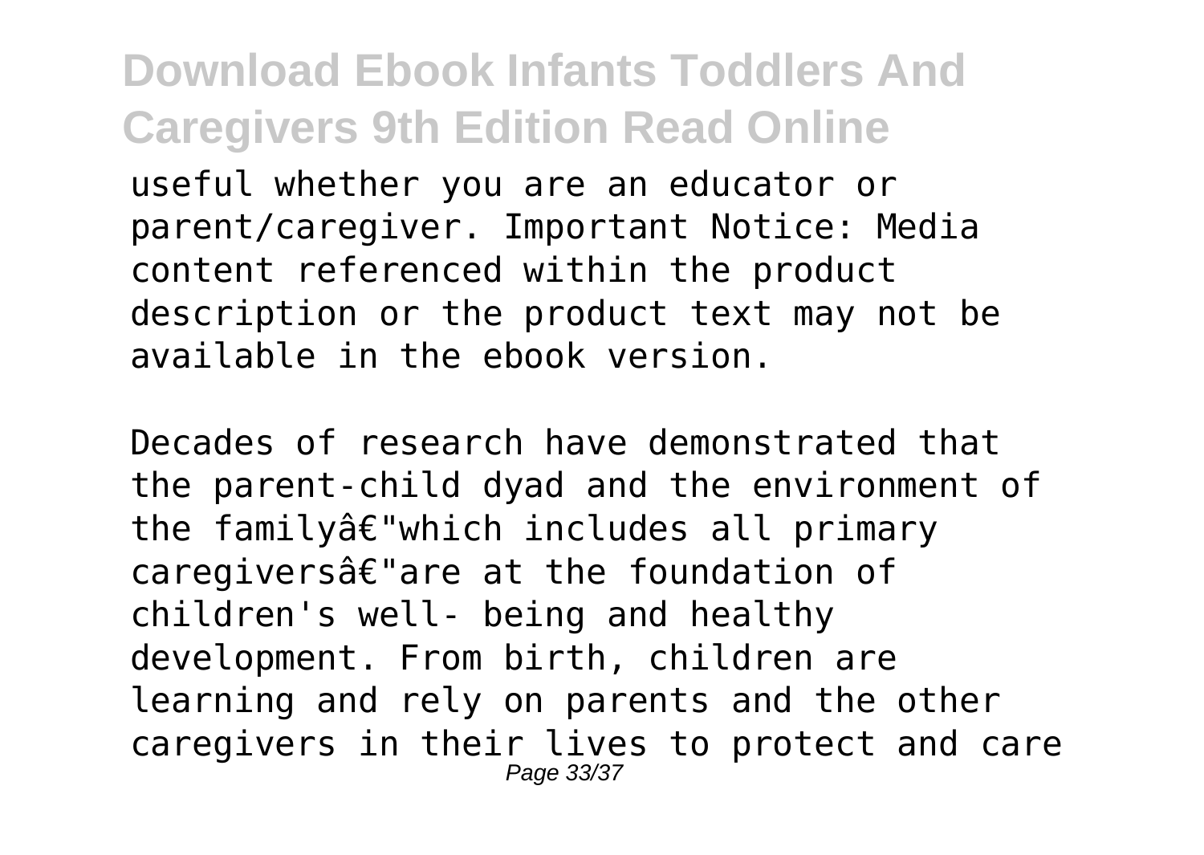useful whether you are an educator or parent/caregiver. Important Notice: Media content referenced within the product description or the product text may not be available in the ebook version.

Decades of research have demonstrated that the parent-child dyad and the environment of the familyâ€"which includes all primary caregiversâ€"are at the foundation of children's well- being and healthy development. From birth, children are learning and rely on parents and the other caregivers in their lives to protect and care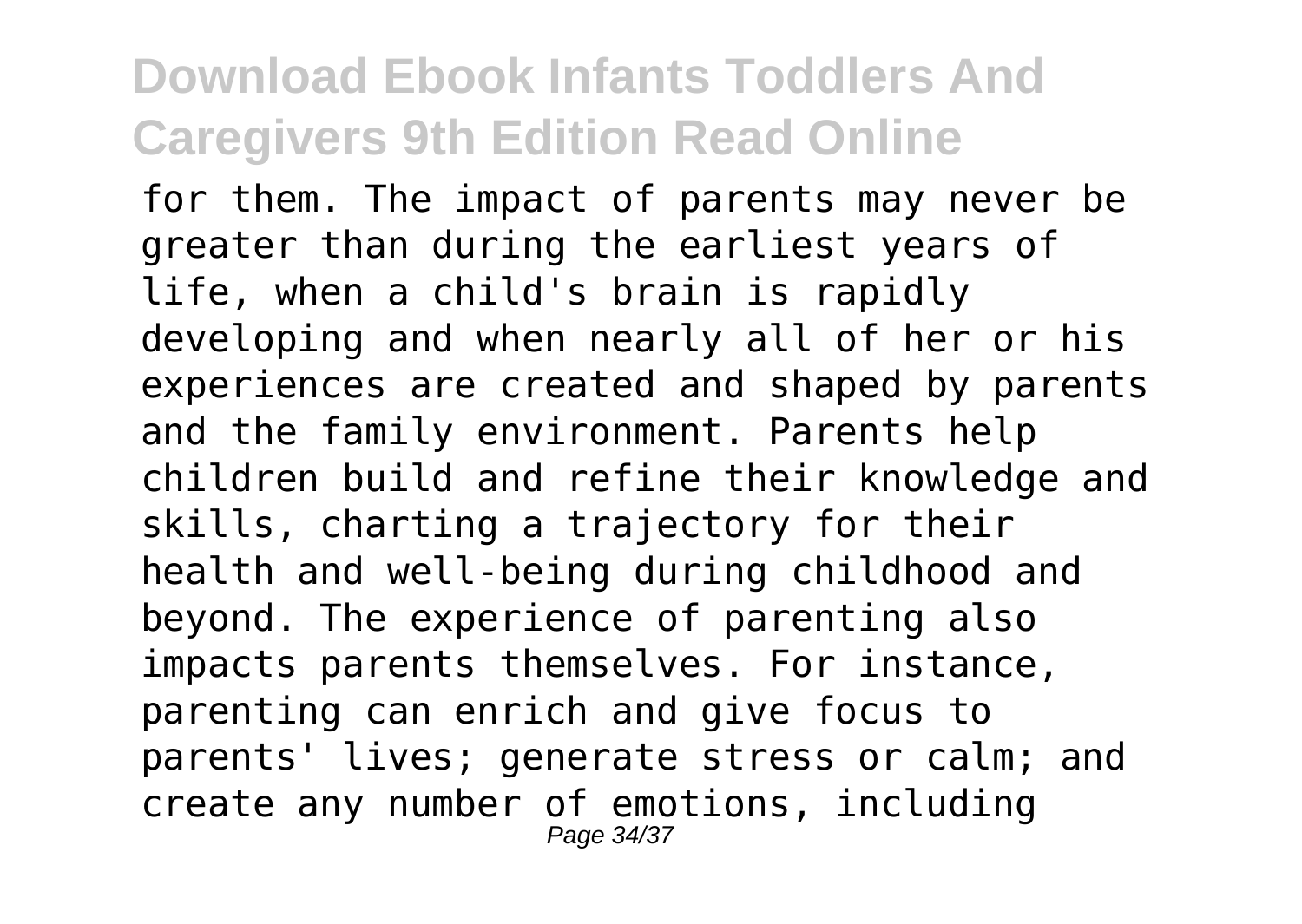for them. The impact of parents may never be greater than during the earliest years of life, when a child's brain is rapidly developing and when nearly all of her or his experiences are created and shaped by parents and the family environment. Parents help children build and refine their knowledge and skills, charting a trajectory for their health and well-being during childhood and beyond. The experience of parenting also impacts parents themselves. For instance, parenting can enrich and give focus to parents' lives; generate stress or calm; and create any number of emotions, including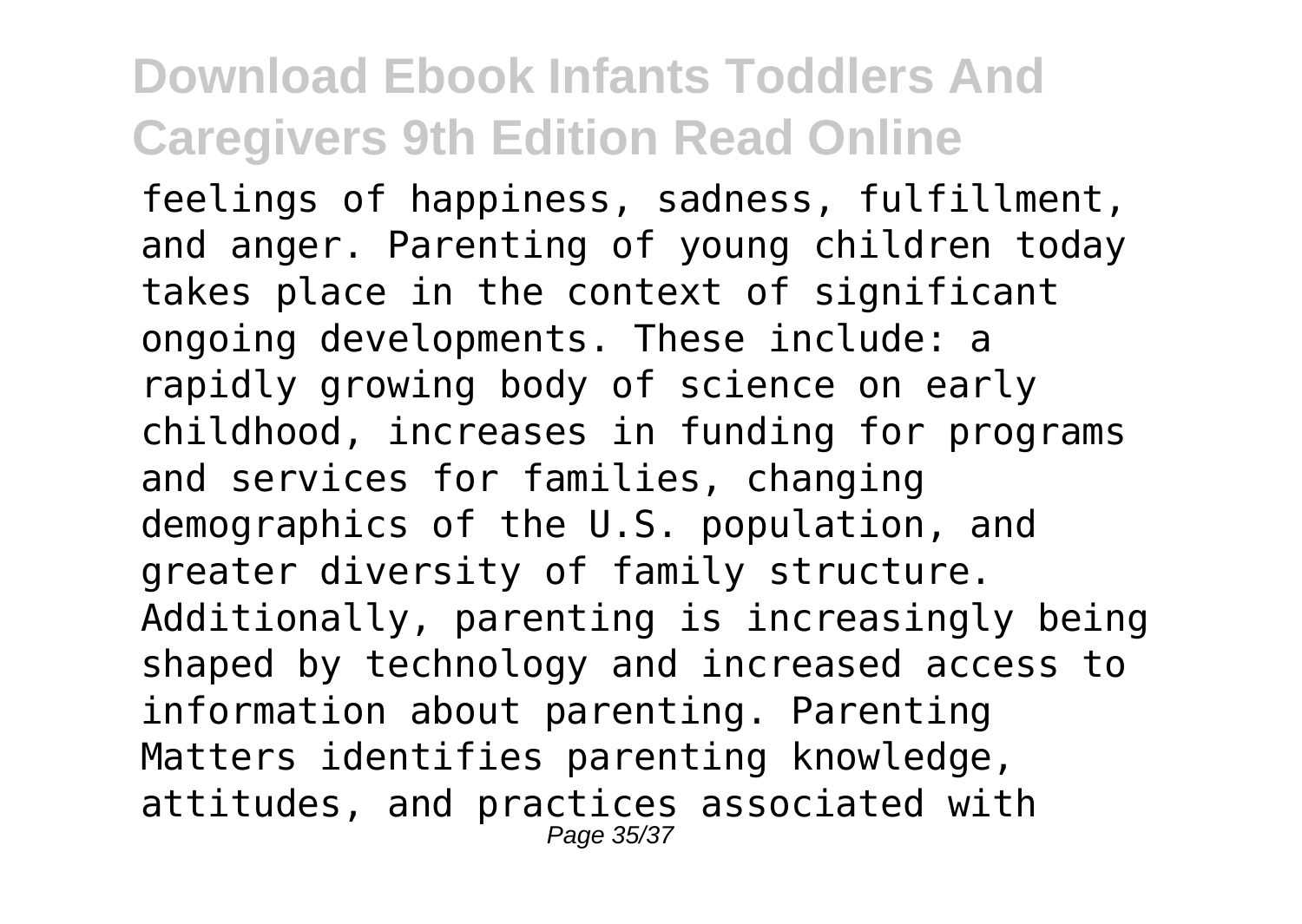feelings of happiness, sadness, fulfillment, and anger. Parenting of young children today takes place in the context of significant ongoing developments. These include: a rapidly growing body of science on early childhood, increases in funding for programs and services for families, changing demographics of the U.S. population, and greater diversity of family structure. Additionally, parenting is increasingly being shaped by technology and increased access to information about parenting. Parenting Matters identifies parenting knowledge, attitudes, and practices associated with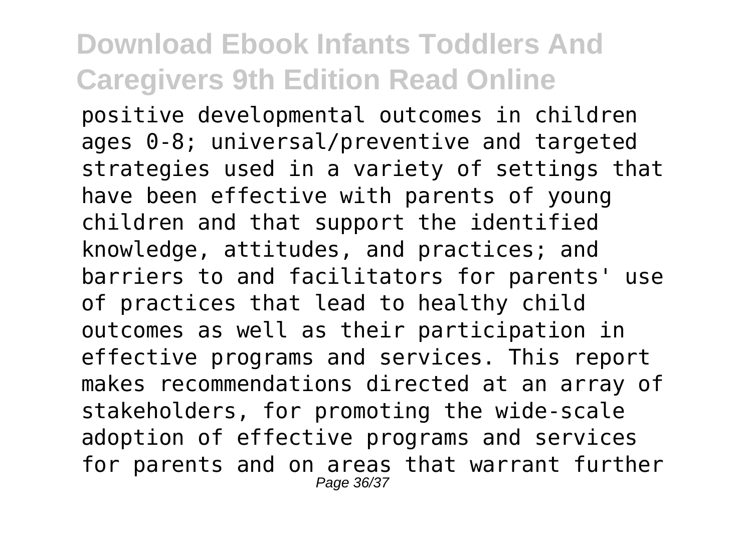positive developmental outcomes in children ages 0-8; universal/preventive and targeted strategies used in a variety of settings that have been effective with parents of young children and that support the identified knowledge, attitudes, and practices; and barriers to and facilitators for parents' use of practices that lead to healthy child outcomes as well as their participation in effective programs and services. This report makes recommendations directed at an array of stakeholders, for promoting the wide-scale adoption of effective programs and services for parents and on areas that warrant further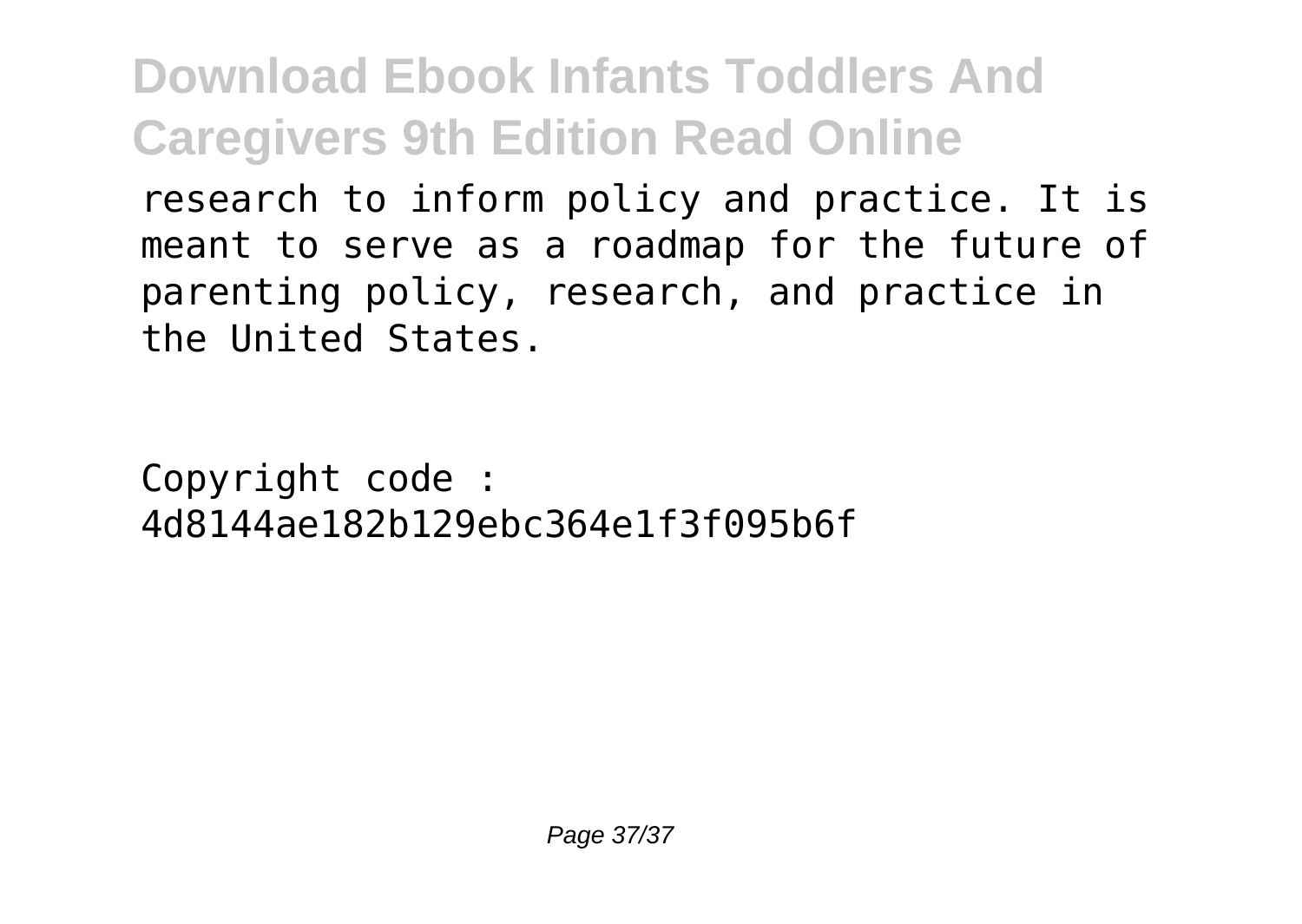research to inform policy and practice. It is meant to serve as a roadmap for the future of parenting policy, research, and practice in the United States.

Copyright code : 4d8144ae182b129ebc364e1f3f095b6f